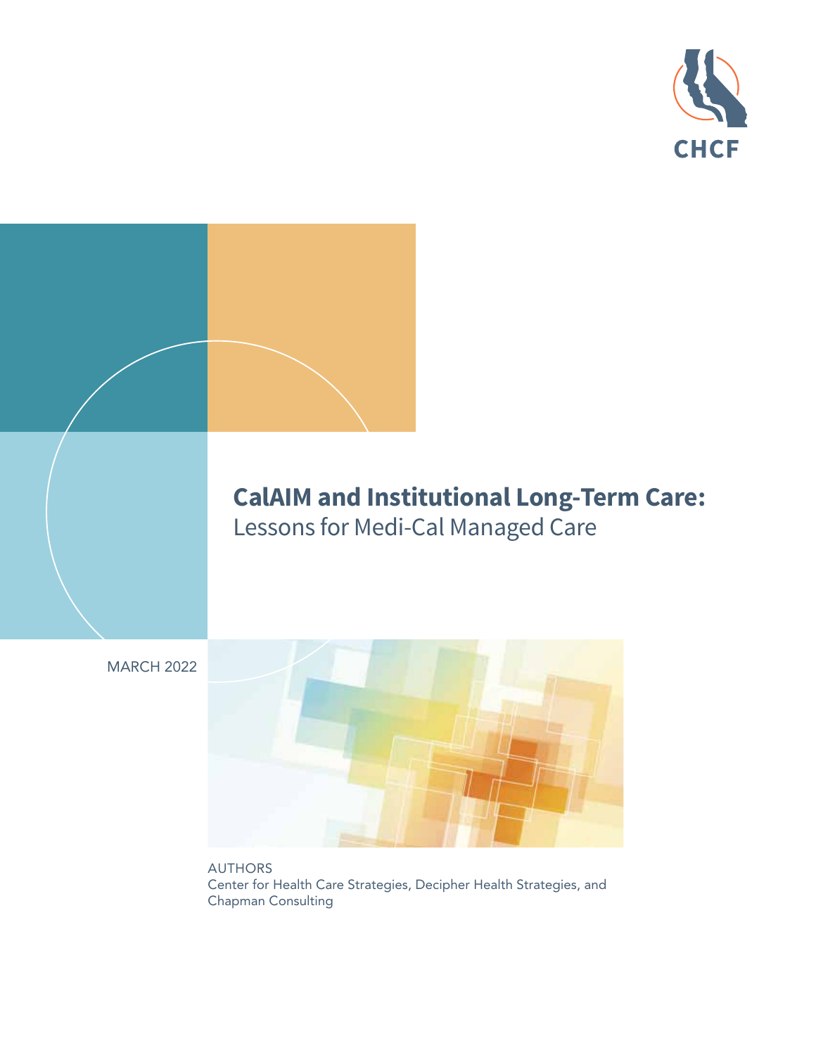CHCF

# CalAIM and Institutional Long-Term Care:

## Lessons for Medi-Cal Managed Care

MARCH 2022

AUTHORS

Center for Health Care Strategies, Decipher Health Strategies, and Chapman Consulting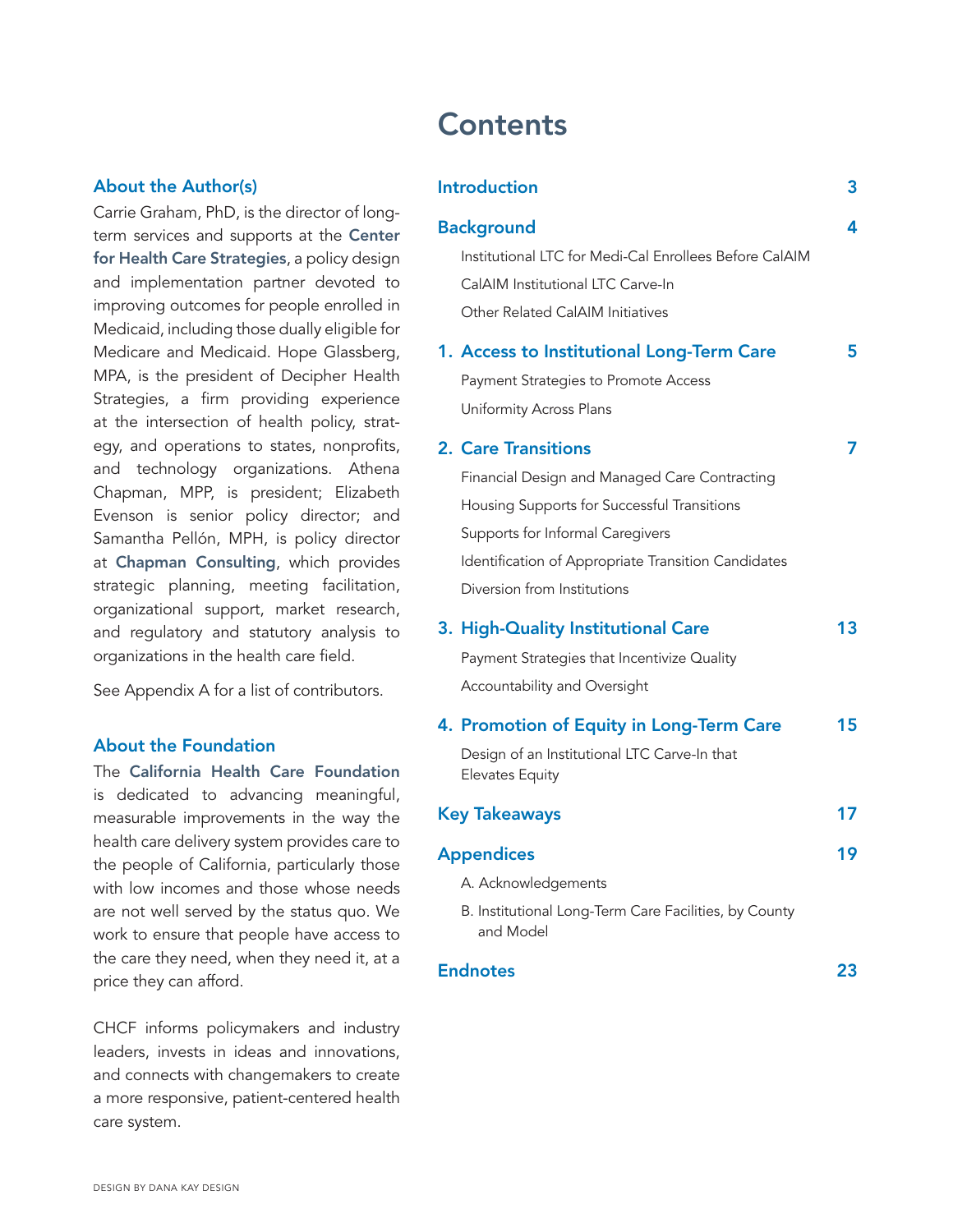### About the Author(s)

Carrie Graham, PhD, is the director of long-term services and supports at the **Center for Health Care Strategies**, a policy design and implementation partner devoted to improving outcomes for people enrolled in Medicaid, including those dually eligible for Medicare and Medicaid. Hope Glassberg, MPA, is the president of Decipher Health Strategies, a firm providing experience at the intersection of health policy, strategy, and operations to states, nonprofits, and technology organizations. Athena Chapman, MPP, is president; Elizabeth Evenson is senior policy director; and Samantha Pellón, MPH, is policy director at **Chapman Consulting**, which provides strategic planning, meeting facilitation, organizational support, market research, and regulatory and statutory analysis to organizations in the health care field.

See Appendix A for a list of contributors.

### About the Foundation

The **California Health Care Foundation** is dedicated to advancing meaningful, measurable improvements in the way the health care delivery system provides care to the people of California, particularly those with low incomes and those whose needs are not well served by the status quo. We work to ensure that people have access to the care they need, when they need it, at a price they can afford.

CHCF informs policymakers and industry leaders, invests in ideas and innovations, and connects with changemakers to create a more responsive, patient-centered health care system.

DESIGN BY DANA KAY DESIGN

# Contents

**Introduction** — 3

**Background** — 4
- Institutional LTC for Medi-Cal Enrollees Before CalAIM
- CalAIM Institutional LTC Carve-In
- Other Related CalAIM Initiatives

**1. Access to Institutional Long-Term Care** — 5
- Payment Strategies to Promote Access
- Uniformity Across Plans

**2. Care Transitions** — 7
- Financial Design and Managed Care Contracting
- Housing Supports for Successful Transitions
- Supports for Informal Caregivers
- Identification of Appropriate Transition Candidates
- Diversion from Institutions

**3. High-Quality Institutional Care** — 13
- Payment Strategies that Incentivize Quality
- Accountability and Oversight

**4. Promotion of Equity in Long-Term Care** — 15
- Design of an Institutional LTC Carve-In that Elevates Equity

**Key Takeaways** — 17

**Appendices** — 19
- A. Acknowledgements
- B. Institutional Long-Term Care Facilities, by County and Model

**Endnotes** — 23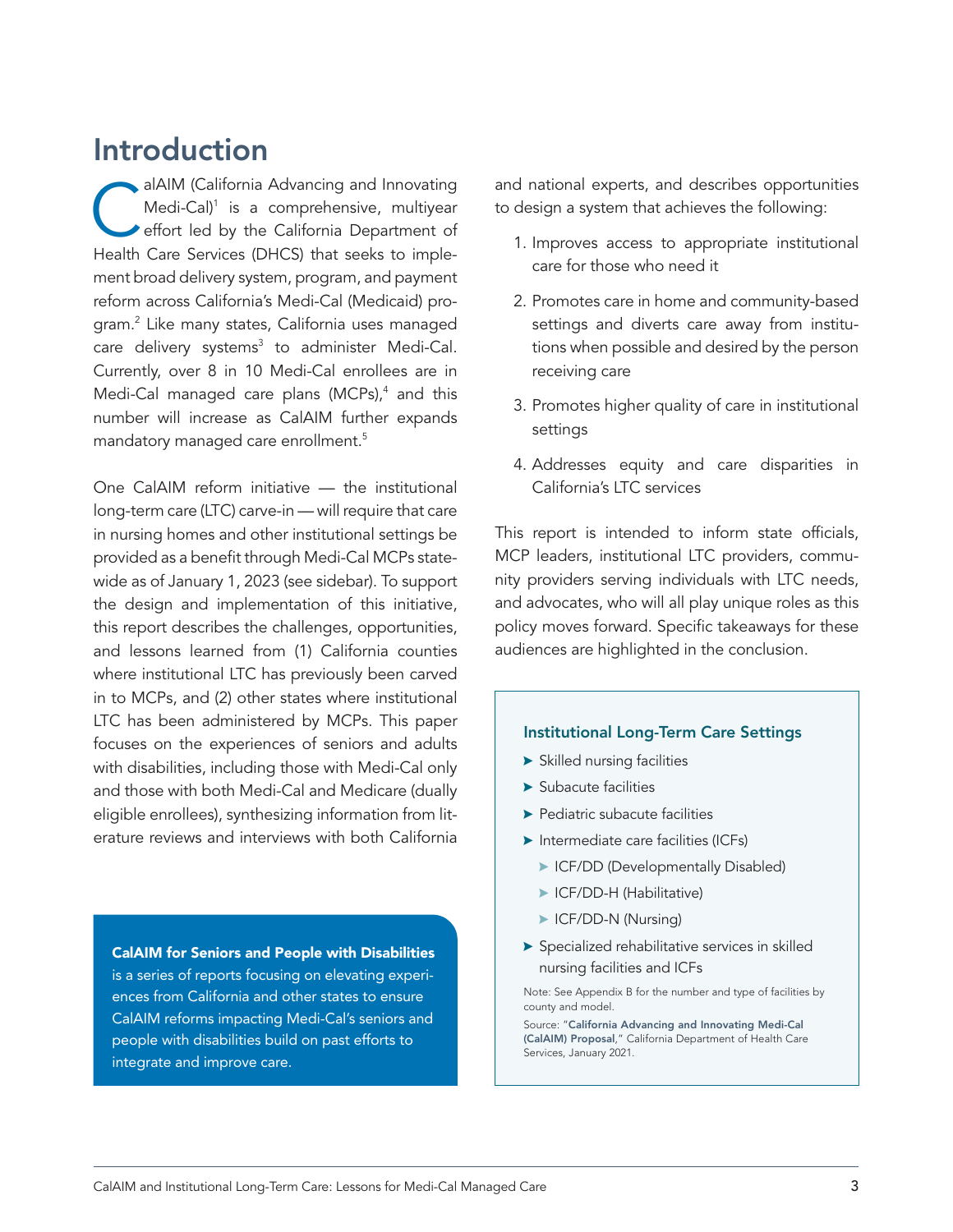# Introduction

CalAIM (California Advancing and Innovating Medi-Cal)[1] is a comprehensive, multiyear effort led by the California Department of Health Care Services (DHCS) that seeks to implement broad delivery system, program, and payment reform across California's Medi-Cal (Medicaid) program.[2] Like many states, California uses managed care delivery systems[3] to administer Medi-Cal. Currently, over 8 in 10 Medi-Cal enrollees are in Medi-Cal managed care plans (MCPs),[4] and this number will increase as CalAIM further expands mandatory managed care enrollment.[5]

One CalAIM reform initiative — the institutional long-term care (LTC) carve-in — will require that care in nursing homes and other institutional settings be provided as a benefit through Medi-Cal MCPs statewide as of January 1, 2023 (see sidebar). To support the design and implementation of this initiative, this report describes the challenges, opportunities, and lessons learned from (1) California counties where institutional LTC has previously been carved in to MCPs, and (2) other states where institutional LTC has been administered by MCPs. This paper focuses on the experiences of seniors and adults with disabilities, including those with Medi-Cal only and those with both Medi-Cal and Medicare (dually eligible enrollees), synthesizing information from literature reviews and interviews with both California and national experts, and describes opportunities to design a system that achieves the following:

1. Improves access to appropriate institutional care for those who need it
2. Promotes care in home and community-based settings and diverts care away from institutions when possible and desired by the person receiving care
3. Promotes higher quality of care in institutional settings
4. Addresses equity and care disparities in California's LTC services

This report is intended to inform state officials, MCP leaders, institutional LTC providers, community providers serving individuals with LTC needs, and advocates, who will all play unique roles as this policy moves forward. Specific takeaways for these audiences are highlighted in the conclusion.

**CalAIM for Seniors and People with Disabilities** is a series of reports focusing on elevating experiences from California and other states to ensure CalAIM reforms impacting Medi-Cal's seniors and people with disabilities build on past efforts to integrate and improve care.

### Institutional Long-Term Care Settings

- Skilled nursing facilities
- Subacute facilities
- Pediatric subacute facilities
- Intermediate care facilities (ICFs)
  - ICF/DD (Developmentally Disabled)
  - ICF/DD-H (Habilitative)
  - ICF/DD-N (Nursing)
- Specialized rehabilitative services in skilled nursing facilities and ICFs

Note: See Appendix B for the number and type of facilities by county and model.

Source: "**California Advancing and Innovating Medi-Cal (CalAIM) Proposal**," California Department of Health Care Services, January 2021.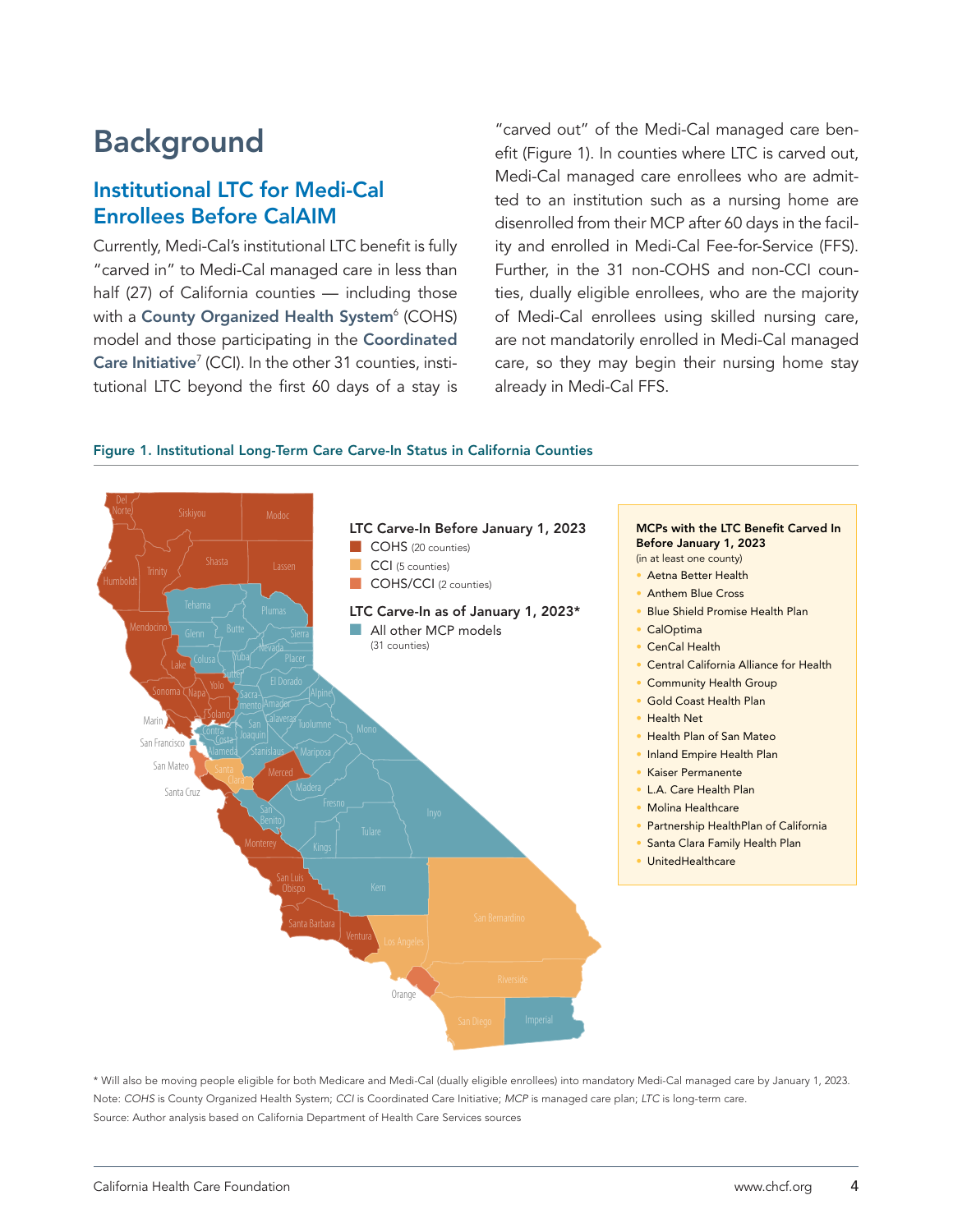# Background

## Institutional LTC for Medi-Cal Enrollees Before CalAIM

Currently, Medi-Cal's institutional LTC benefit is fully "carved in" to Medi-Cal managed care in less than half (27) of California counties — including those with a **County Organized Health System**[6] (COHS) model and those participating in the **Coordinated Care Initiative**[7] (CCI). In the other 31 counties, institutional LTC beyond the first 60 days of a stay is "carved out" of the Medi-Cal managed care benefit (Figure 1). In counties where LTC is carved out, Medi-Cal managed care enrollees who are admitted to an institution such as a nursing home are disenrolled from their MCP after 60 days in the facility and enrolled in Medi-Cal Fee-for-Service (FFS). Further, in the 31 non-COHS and non-CCI counties, dually eligible enrollees, who are the majority of Medi-Cal enrollees using skilled nursing care, are not mandatorily enrolled in Medi-Cal managed care, so they may begin their nursing home stay already in Medi-Cal FFS.

**Figure 1. Institutional Long-Term Care Carve-In Status in California Counties**

**LTC Carve-In Before January 1, 2023**
- COHS (20 counties)
- CCI (5 counties)
- COHS/CCI (2 counties)

**LTC Carve-In as of January 1, 2023***
- All other MCP models (31 counties)

**MCPs with the LTC Benefit Carved In Before January 1, 2023**
(in at least one county)

- Aetna Better Health
- Anthem Blue Cross
- Blue Shield Promise Health Plan
- CalOptima
- CenCal Health
- Central California Alliance for Health
- Community Health Group
- Gold Coast Health Plan
- Health Net
- Health Plan of San Mateo
- Inland Empire Health Plan
- Kaiser Permanente
- L.A. Care Health Plan
- Molina Healthcare
- Partnership HealthPlan of California
- Santa Clara Family Health Plan
- UnitedHealthcare

\* Will also be moving people eligible for both Medicare and Medi-Cal (dually eligible enrollees) into mandatory Medi-Cal managed care by January 1, 2023.

Note: *COHS* is County Organized Health System; *CCI* is Coordinated Care Initiative; *MCP* is managed care plan; *LTC* is long-term care.

Source: Author analysis based on California Department of Health Care Services sources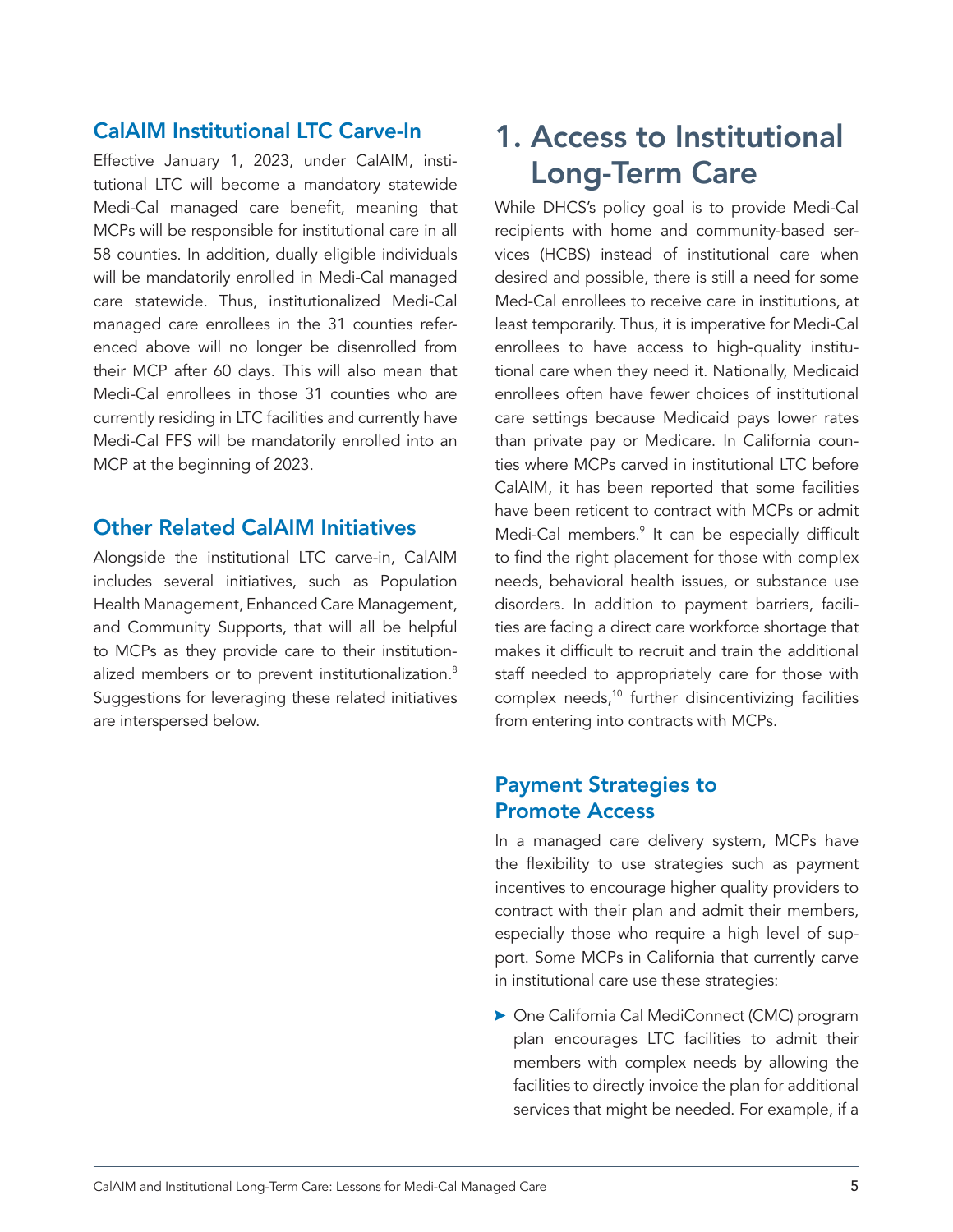### CalAIM Institutional LTC Carve-In

Effective January 1, 2023, under CalAIM, institutional LTC will become a mandatory statewide Medi-Cal managed care benefit, meaning that MCPs will be responsible for institutional care in all 58 counties. In addition, dually eligible individuals will be mandatorily enrolled in Medi-Cal managed care statewide. Thus, institutionalized Medi-Cal managed care enrollees in the 31 counties referenced above will no longer be disenrolled from their MCP after 60 days. This will also mean that Medi-Cal enrollees in those 31 counties who are currently residing in LTC facilities and currently have Medi-Cal FFS will be mandatorily enrolled into an MCP at the beginning of 2023.

### Other Related CalAIM Initiatives

Alongside the institutional LTC carve-in, CalAIM includes several initiatives, such as Population Health Management, Enhanced Care Management, and Community Supports, that will all be helpful to MCPs as they provide care to their institutionalized members or to prevent institutionalization.[8] Suggestions for leveraging these related initiatives are interspersed below.

# 1. Access to Institutional Long-Term Care

While DHCS's policy goal is to provide Medi-Cal recipients with home and community-based services (HCBS) instead of institutional care when desired and possible, there is still a need for some Med-Cal enrollees to receive care in institutions, at least temporarily. Thus, it is imperative for Medi-Cal enrollees to have access to high-quality institutional care when they need it. Nationally, Medicaid enrollees often have fewer choices of institutional care settings because Medicaid pays lower rates than private pay or Medicare. In California counties where MCPs carved in institutional LTC before CalAIM, it has been reported that some facilities have been reticent to contract with MCPs or admit Medi-Cal members.[9] It can be especially difficult to find the right placement for those with complex needs, behavioral health issues, or substance use disorders. In addition to payment barriers, facilities are facing a direct care workforce shortage that makes it difficult to recruit and train the additional staff needed to appropriately care for those with complex needs,[10] further disincentivizing facilities from entering into contracts with MCPs.

### Payment Strategies to Promote Access

In a managed care delivery system, MCPs have the flexibility to use strategies such as payment incentives to encourage higher quality providers to contract with their plan and admit their members, especially those who require a high level of support. Some MCPs in California that currently carve in institutional care use these strategies:

- One California Cal MediConnect (CMC) program plan encourages LTC facilities to admit their members with complex needs by allowing the facilities to directly invoice the plan for additional services that might be needed. For example, if a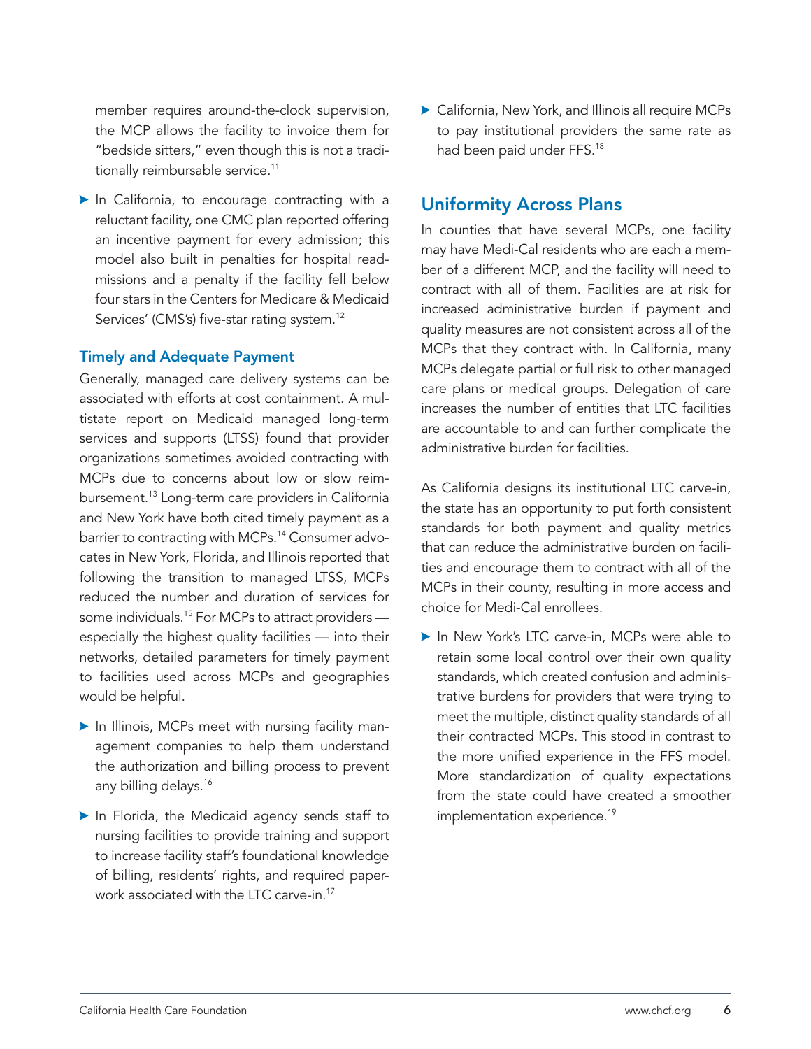member requires around-the-clock supervision, the MCP allows the facility to invoice them for "bedside sitters," even though this is not a traditionally reimbursable service.[11]

- In California, to encourage contracting with a reluctant facility, one CMC plan reported offering an incentive payment for every admission; this model also built in penalties for hospital readmissions and a penalty if the facility fell below four stars in the Centers for Medicare & Medicaid Services' (CMS's) five-star rating system.[12]

### Timely and Adequate Payment

Generally, managed care delivery systems can be associated with efforts at cost containment. A multistate report on Medicaid managed long-term services and supports (LTSS) found that provider organizations sometimes avoided contracting with MCPs due to concerns about low or slow reimbursement.[13] Long-term care providers in California and New York have both cited timely payment as a barrier to contracting with MCPs.[14] Consumer advocates in New York, Florida, and Illinois reported that following the transition to managed LTSS, MCPs reduced the number and duration of services for some individuals.[15] For MCPs to attract providers — especially the highest quality facilities — into their networks, detailed parameters for timely payment to facilities used across MCPs and geographies would be helpful.

- In Illinois, MCPs meet with nursing facility management companies to help them understand the authorization and billing process to prevent any billing delays.[16]

- In Florida, the Medicaid agency sends staff to nursing facilities to provide training and support to increase facility staff's foundational knowledge of billing, residents' rights, and required paperwork associated with the LTC carve-in.[17]

- California, New York, and Illinois all require MCPs to pay institutional providers the same rate as had been paid under FFS.[18]

## Uniformity Across Plans

In counties that have several MCPs, one facility may have Medi-Cal residents who are each a member of a different MCP, and the facility will need to contract with all of them. Facilities are at risk for increased administrative burden if payment and quality measures are not consistent across all of the MCPs that they contract with. In California, many MCPs delegate partial or full risk to other managed care plans or medical groups. Delegation of care increases the number of entities that LTC facilities are accountable to and can further complicate the administrative burden for facilities.

As California designs its institutional LTC carve-in, the state has an opportunity to put forth consistent standards for both payment and quality metrics that can reduce the administrative burden on facilities and encourage them to contract with all of the MCPs in their county, resulting in more access and choice for Medi-Cal enrollees.

- In New York's LTC carve-in, MCPs were able to retain some local control over their own quality standards, which created confusion and administrative burdens for providers that were trying to meet the multiple, distinct quality standards of all their contracted MCPs. This stood in contrast to the more unified experience in the FFS model. More standardization of quality expectations from the state could have created a smoother implementation experience.[19]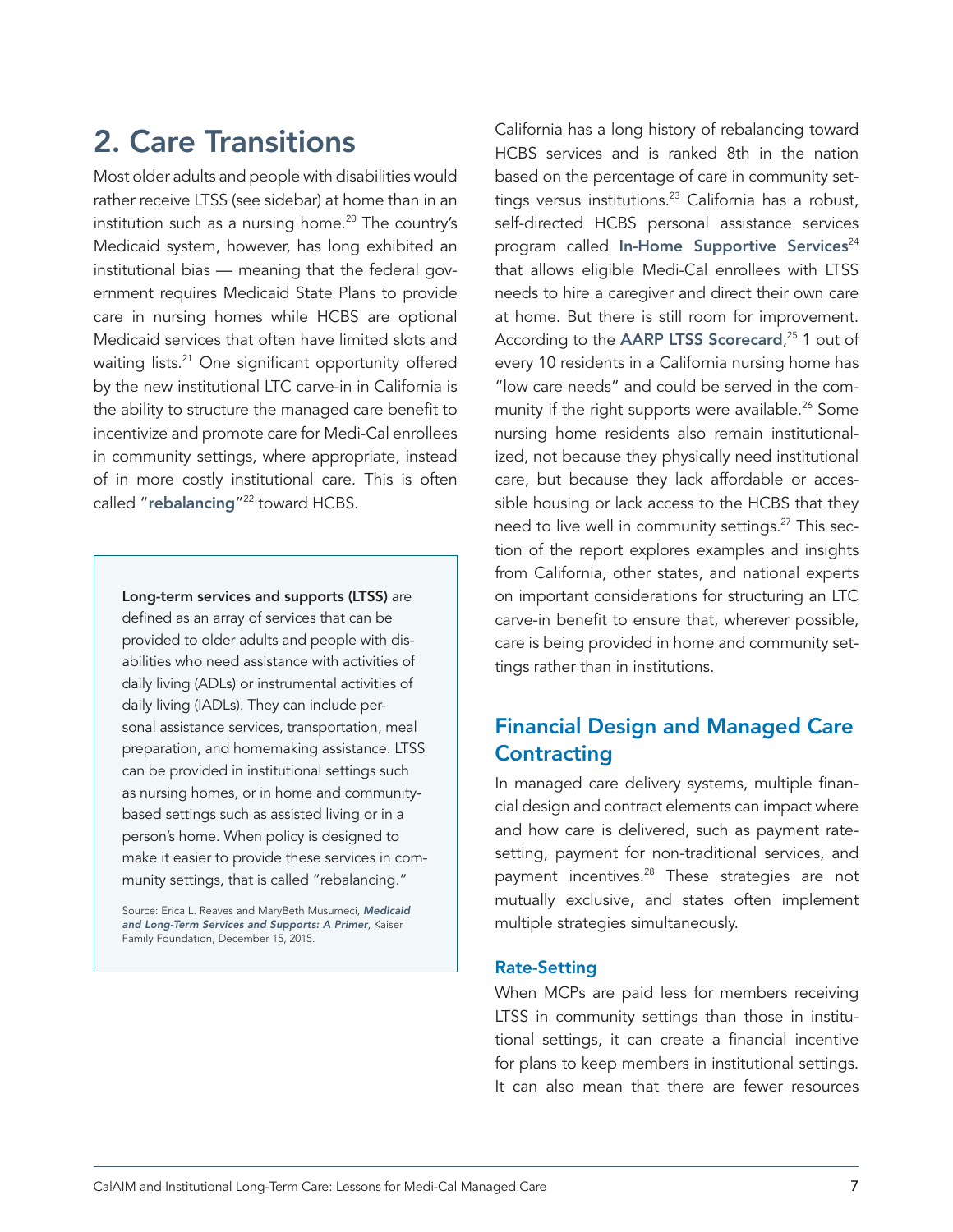## 2. Care Transitions

Most older adults and people with disabilities would rather receive LTSS (see sidebar) at home than in an institution such as a nursing home.[20] The country's Medicaid system, however, has long exhibited an institutional bias — meaning that the federal government requires Medicaid State Plans to provide care in nursing homes while HCBS are optional Medicaid services that often have limited slots and waiting lists.[21] One significant opportunity offered by the new institutional LTC carve-in in California is the ability to structure the managed care benefit to incentivize and promote care for Medi-Cal enrollees in community settings, where appropriate, instead of in more costly institutional care. This is often called "**rebalancing**"[22] toward HCBS.

> **Long-term services and supports (LTSS)** are defined as an array of services that can be provided to older adults and people with disabilities who need assistance with activities of daily living (ADLs) or instrumental activities of daily living (IADLs). They can include personal assistance services, transportation, meal preparation, and homemaking assistance. LTSS can be provided in institutional settings such as nursing homes, or in home and community-based settings such as assisted living or in a person's home. When policy is designed to make it easier to provide these services in community settings, that is called "rebalancing."
>
> Source: Erica L. Reaves and MaryBeth Musumeci, ***Medicaid and Long-Term Services and Supports: A Primer***, Kaiser Family Foundation, December 15, 2015.

California has a long history of rebalancing toward HCBS services and is ranked 8th in the nation based on the percentage of care in community settings versus institutions.[23] California has a robust, self-directed HCBS personal assistance services program called **In-Home Supportive Services**[24] that allows eligible Medi-Cal enrollees with LTSS needs to hire a caregiver and direct their own care at home. But there is still room for improvement. According to the **AARP LTSS Scorecard**,[25] 1 out of every 10 residents in a California nursing home has "low care needs" and could be served in the community if the right supports were available.[26] Some nursing home residents also remain institutionalized, not because they physically need institutional care, but because they lack affordable or accessible housing or lack access to the HCBS that they need to live well in community settings.[27] This section of the report explores examples and insights from California, other states, and national experts on important considerations for structuring an LTC carve-in benefit to ensure that, wherever possible, care is being provided in home and community settings rather than in institutions.

### Financial Design and Managed Care Contracting

In managed care delivery systems, multiple financial design and contract elements can impact where and how care is delivered, such as payment rate-setting, payment for non-traditional services, and payment incentives.[28] These strategies are not mutually exclusive, and states often implement multiple strategies simultaneously.

#### Rate-Setting

When MCPs are paid less for members receiving LTSS in community settings than those in institutional settings, it can create a financial incentive for plans to keep members in institutional settings. It can also mean that there are fewer resources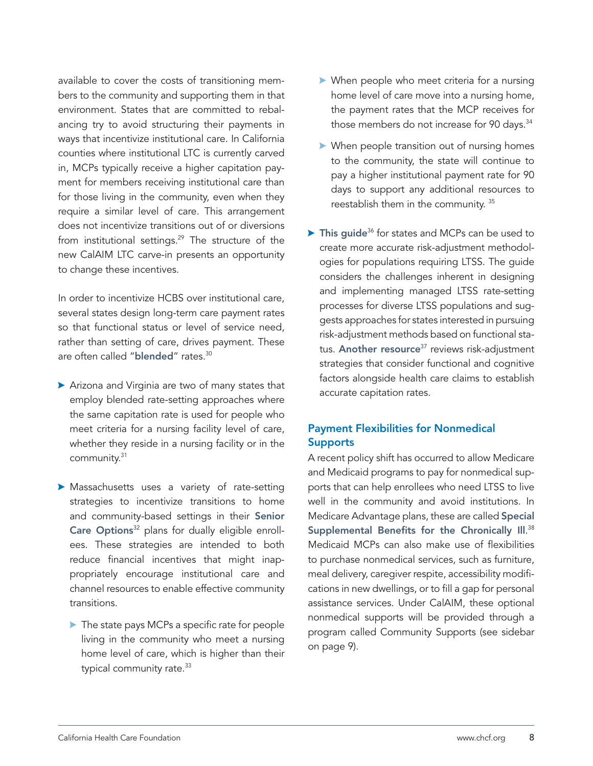available to cover the costs of transitioning members to the community and supporting them in that environment. States that are committed to rebalancing try to avoid structuring their payments in ways that incentivize institutional care. In California counties where institutional LTC is currently carved in, MCPs typically receive a higher capitation payment for members receiving institutional care than for those living in the community, even when they require a similar level of care. This arrangement does not incentivize transitions out of or diversions from institutional settings.[29] The structure of the new CalAIM LTC carve-in presents an opportunity to change these incentives.

In order to incentivize HCBS over institutional care, several states design long-term care payment rates so that functional status or level of service need, rather than setting of care, drives payment. These are often called "**blended**" rates.[30]

- Arizona and Virginia are two of many states that employ blended rate-setting approaches where the same capitation rate is used for people who meet criteria for a nursing facility level of care, whether they reside in a nursing facility or in the community.[31]
- Massachusetts uses a variety of rate-setting strategies to incentivize transitions to home and community-based settings in their **Senior Care Options**[32] plans for dually eligible enrollees. These strategies are intended to both reduce financial incentives that might inappropriately encourage institutional care and channel resources to enable effective community transitions.
  - The state pays MCPs a specific rate for people living in the community who meet a nursing home level of care, which is higher than their typical community rate.[33]
  - When people who meet criteria for a nursing home level of care move into a nursing home, the payment rates that the MCP receives for those members do not increase for 90 days.[34]
  - When people transition out of nursing homes to the community, the state will continue to pay a higher institutional payment rate for 90 days to support any additional resources to reestablish them in the community.[35]
- **This guide**[36] for states and MCPs can be used to create more accurate risk-adjustment methodologies for populations requiring LTSS. The guide considers the challenges inherent in designing and implementing managed LTSS rate-setting processes for diverse LTSS populations and suggests approaches for states interested in pursuing risk-adjustment methods based on functional status. **Another resource**[37] reviews risk-adjustment strategies that consider functional and cognitive factors alongside health care claims to establish accurate capitation rates.

### Payment Flexibilities for Nonmedical Supports

A recent policy shift has occurred to allow Medicare and Medicaid programs to pay for nonmedical supports that can help enrollees who need LTSS to live well in the community and avoid institutions. In Medicare Advantage plans, these are called **Special Supplemental Benefits for the Chronically Ill**.[38] Medicaid MCPs can also make use of flexibilities to purchase nonmedical services, such as furniture, meal delivery, caregiver respite, accessibility modifications in new dwellings, or to fill a gap for personal assistance services. Under CalAIM, these optional nonmedical supports will be provided through a program called Community Supports (see sidebar on page 9).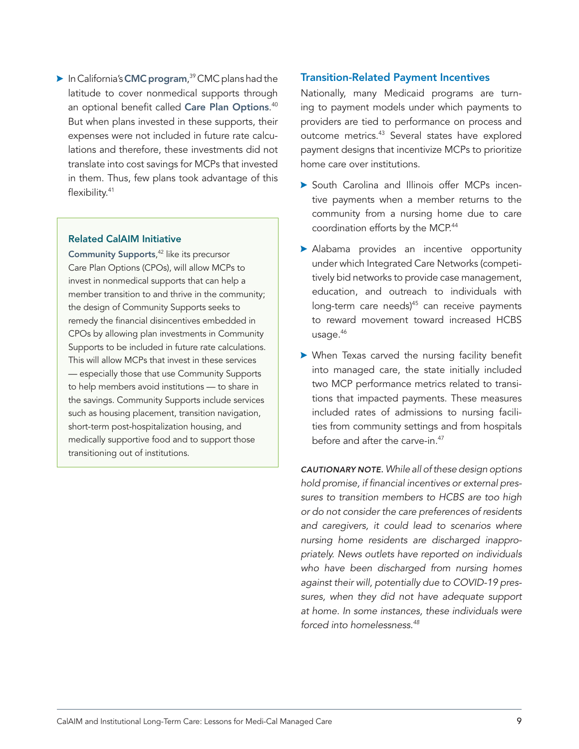- In California's **CMC program**,[39] CMC plans had the latitude to cover nonmedical supports through an optional benefit called **Care Plan Options**.[40] But when plans invested in these supports, their expenses were not included in future rate calculations and therefore, these investments did not translate into cost savings for MCPs that invested in them. Thus, few plans took advantage of this flexibility.[41]

> **Related CalAIM Initiative**
>
> **Community Supports**,[42] like its precursor Care Plan Options (CPOs), will allow MCPs to invest in nonmedical supports that can help a member transition to and thrive in the community; the design of Community Supports seeks to remedy the financial disincentives embedded in CPOs by allowing plan investments in Community Supports to be included in future rate calculations. This will allow MCPs that invest in these services — especially those that use Community Supports to help members avoid institutions — to share in the savings. Community Supports include services such as housing placement, transition navigation, short-term post-hospitalization housing, and medically supportive food and to support those transitioning out of institutions.

### Transition-Related Payment Incentives

Nationally, many Medicaid programs are turning to payment models under which payments to providers are tied to performance on process and outcome metrics.[43] Several states have explored payment designs that incentivize MCPs to prioritize home care over institutions.

- South Carolina and Illinois offer MCPs incentive payments when a member returns to the community from a nursing home due to care coordination efforts by the MCP.[44]
- Alabama provides an incentive opportunity under which Integrated Care Networks (competitively bid networks to provide case management, education, and outreach to individuals with long-term care needs)[45] can receive payments to reward movement toward increased HCBS usage.[46]
- When Texas carved the nursing facility benefit into managed care, the state initially included two MCP performance metrics related to transitions that impacted payments. These measures included rates of admissions to nursing facilities from community settings and from hospitals before and after the carve-in.[47]

***CAUTIONARY NOTE.*** *While all of these design options hold promise, if financial incentives or external pressures to transition members to HCBS are too high or do not consider the care preferences of residents and caregivers, it could lead to scenarios where nursing home residents are discharged inappropriately. News outlets have reported on individuals who have been discharged from nursing homes against their will, potentially due to COVID-19 pressures, when they did not have adequate support at home. In some instances, these individuals were forced into homelessness.*[48]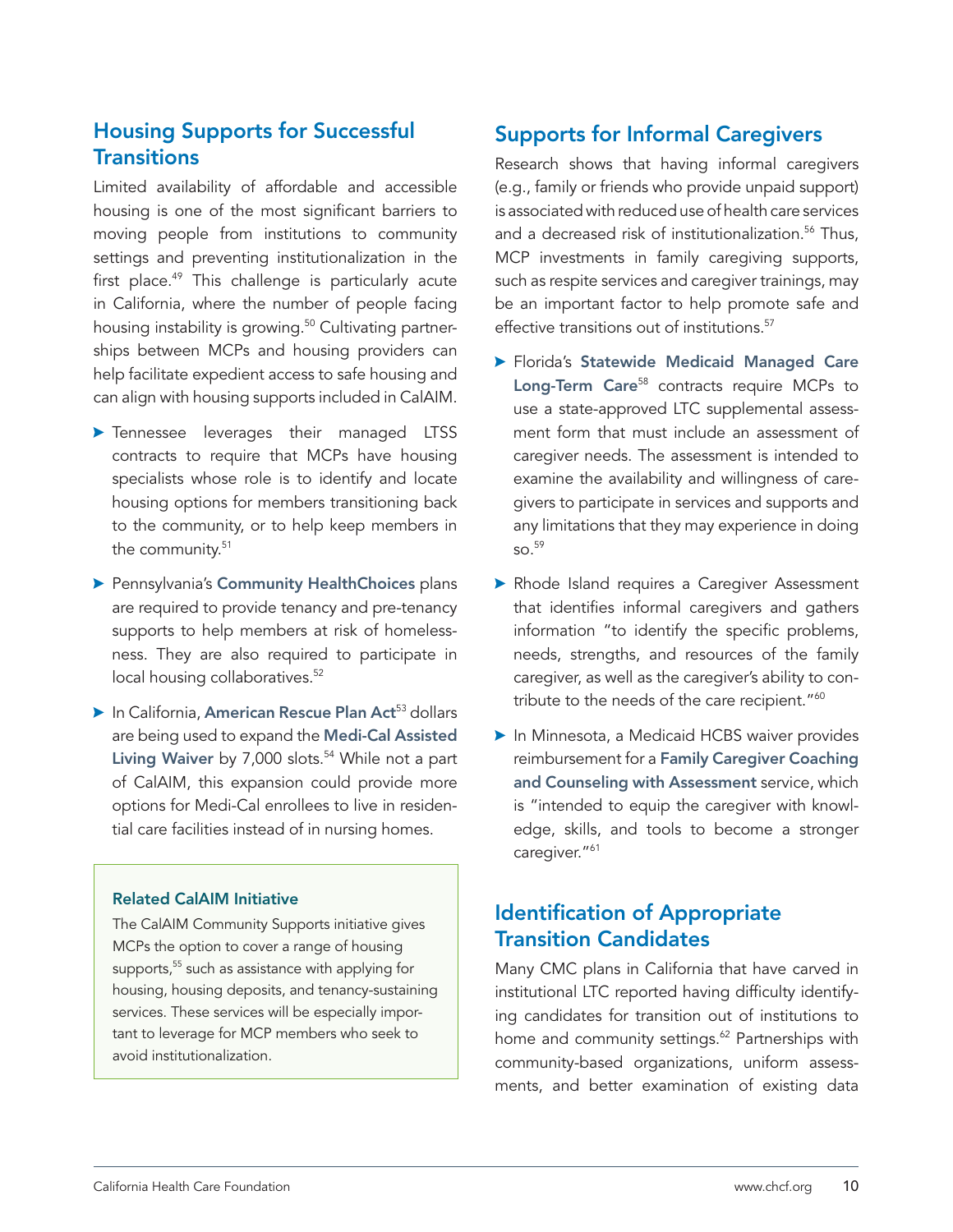## Housing Supports for Successful Transitions

Limited availability of affordable and accessible housing is one of the most significant barriers to moving people from institutions to community settings and preventing institutionalization in the first place.[49] This challenge is particularly acute in California, where the number of people facing housing instability is growing.[50] Cultivating partnerships between MCPs and housing providers can help facilitate expedient access to safe housing and can align with housing supports included in CalAIM.

- Tennessee leverages their managed LTSS contracts to require that MCPs have housing specialists whose role is to identify and locate housing options for members transitioning back to the community, or to help keep members in the community.[51]
- Pennsylvania's **Community HealthChoices** plans are required to provide tenancy and pre-tenancy supports to help members at risk of homelessness. They are also required to participate in local housing collaboratives.[52]
- In California, **American Rescue Plan Act**[53] dollars are being used to expand the **Medi-Cal Assisted Living Waiver** by 7,000 slots.[54] While not a part of CalAIM, this expansion could provide more options for Medi-Cal enrollees to live in residential care facilities instead of in nursing homes.

> **Related CalAIM Initiative**
>
> The CalAIM Community Supports initiative gives MCPs the option to cover a range of housing supports,[55] such as assistance with applying for housing, housing deposits, and tenancy-sustaining services. These services will be especially important to leverage for MCP members who seek to avoid institutionalization.

## Supports for Informal Caregivers

Research shows that having informal caregivers (e.g., family or friends who provide unpaid support) is associated with reduced use of health care services and a decreased risk of institutionalization.[56] Thus, MCP investments in family caregiving supports, such as respite services and caregiver trainings, may be an important factor to help promote safe and effective transitions out of institutions.[57]

- Florida's **Statewide Medicaid Managed Care Long-Term Care**[58] contracts require MCPs to use a state-approved LTC supplemental assessment form that must include an assessment of caregiver needs. The assessment is intended to examine the availability and willingness of caregivers to participate in services and supports and any limitations that they may experience in doing so.[59]
- Rhode Island requires a Caregiver Assessment that identifies informal caregivers and gathers information "to identify the specific problems, needs, strengths, and resources of the family caregiver, as well as the caregiver's ability to contribute to the needs of the care recipient."[60]
- In Minnesota, a Medicaid HCBS waiver provides reimbursement for a **Family Caregiver Coaching and Counseling with Assessment** service, which is "intended to equip the caregiver with knowledge, skills, and tools to become a stronger caregiver."[61]

## Identification of Appropriate Transition Candidates

Many CMC plans in California that have carved in institutional LTC reported having difficulty identifying candidates for transition out of institutions to home and community settings.[62] Partnerships with community-based organizations, uniform assessments, and better examination of existing data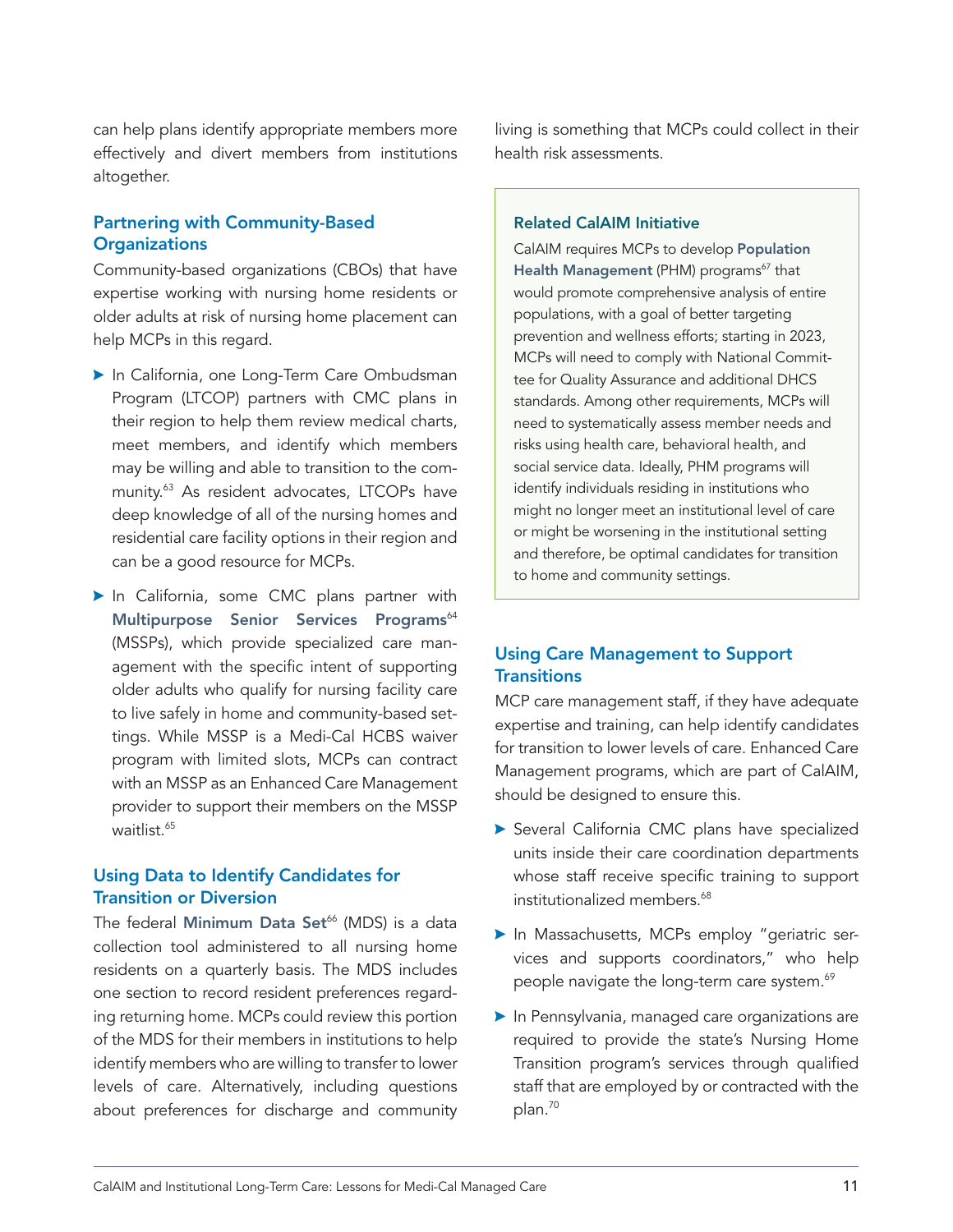can help plans identify appropriate members more effectively and divert members from institutions altogether.

### Partnering with Community-Based Organizations

Community-based organizations (CBOs) that have expertise working with nursing home residents or older adults at risk of nursing home placement can help MCPs in this regard.

- In California, one Long-Term Care Ombudsman Program (LTCOP) partners with CMC plans in their region to help them review medical charts, meet members, and identify which members may be willing and able to transition to the community.[63] As resident advocates, LTCOPs have deep knowledge of all of the nursing homes and residential care facility options in their region and can be a good resource for MCPs.
- In California, some CMC plans partner with **Multipurpose Senior Services Programs**[64] (MSSPs), which provide specialized care management with the specific intent of supporting older adults who qualify for nursing facility care to live safely in home and community-based settings. While MSSP is a Medi-Cal HCBS waiver program with limited slots, MCPs can contract with an MSSP as an Enhanced Care Management provider to support their members on the MSSP waitlist.[65]

### Using Data to Identify Candidates for Transition or Diversion

The federal **Minimum Data Set**[66] (MDS) is a data collection tool administered to all nursing home residents on a quarterly basis. The MDS includes one section to record resident preferences regarding returning home. MCPs could review this portion of the MDS for their members in institutions to help identify members who are willing to transfer to lower levels of care. Alternatively, including questions about preferences for discharge and community living is something that MCPs could collect in their health risk assessments.

> **Related CalAIM Initiative**
>
> CalAIM requires MCPs to develop **Population Health Management** (PHM) programs[67] that would promote comprehensive analysis of entire populations, with a goal of better targeting prevention and wellness efforts; starting in 2023, MCPs will need to comply with National Committee for Quality Assurance and additional DHCS standards. Among other requirements, MCPs will need to systematically assess member needs and risks using health care, behavioral health, and social service data. Ideally, PHM programs will identify individuals residing in institutions who might no longer meet an institutional level of care or might be worsening in the institutional setting and therefore, be optimal candidates for transition to home and community settings.

### Using Care Management to Support Transitions

MCP care management staff, if they have adequate expertise and training, can help identify candidates for transition to lower levels of care. Enhanced Care Management programs, which are part of CalAIM, should be designed to ensure this.

- Several California CMC plans have specialized units inside their care coordination departments whose staff receive specific training to support institutionalized members.[68]
- In Massachusetts, MCPs employ "geriatric services and supports coordinators," who help people navigate the long-term care system.[69]
- In Pennsylvania, managed care organizations are required to provide the state's Nursing Home Transition program's services through qualified staff that are employed by or contracted with the plan.[70]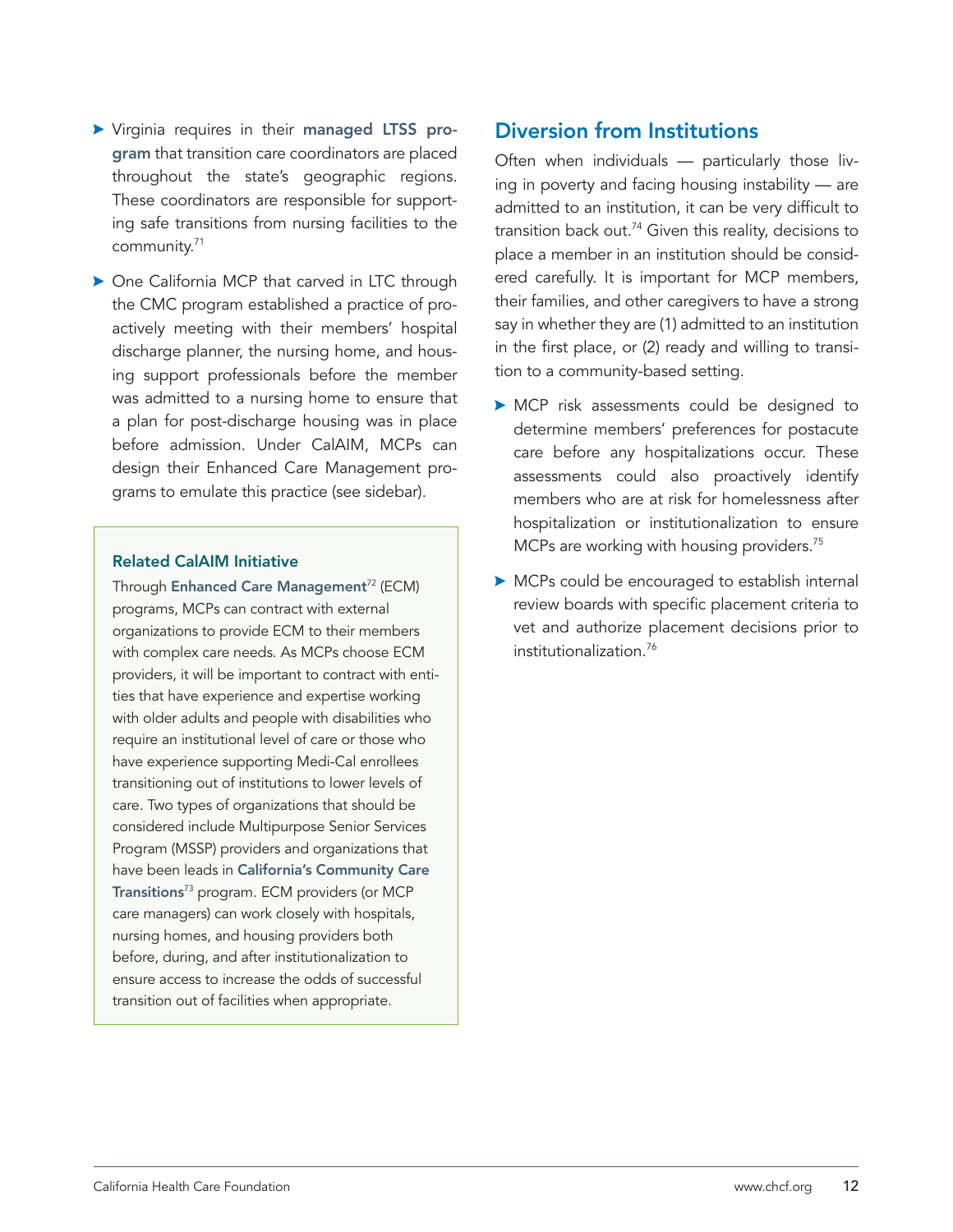- Virginia requires in their **managed LTSS program** that transition care coordinators are placed throughout the state's geographic regions. These coordinators are responsible for supporting safe transitions from nursing facilities to the community.[71]
- One California MCP that carved in LTC through the CMC program established a practice of proactively meeting with their members' hospital discharge planner, the nursing home, and housing support professionals before the member was admitted to a nursing home to ensure that a plan for post-discharge housing was in place before admission. Under CalAIM, MCPs can design their Enhanced Care Management programs to emulate this practice (see sidebar).

### Related CalAIM Initiative

Through **Enhanced Care Management**[72] (ECM) programs, MCPs can contract with external organizations to provide ECM to their members with complex care needs. As MCPs choose ECM providers, it will be important to contract with entities that have experience and expertise working with older adults and people with disabilities who require an institutional level of care or those who have experience supporting Medi-Cal enrollees transitioning out of institutions to lower levels of care. Two types of organizations that should be considered include Multipurpose Senior Services Program (MSSP) providers and organizations that have been leads in **California's Community Care Transitions**[73] program. ECM providers (or MCP care managers) can work closely with hospitals, nursing homes, and housing providers both before, during, and after institutionalization to ensure access to increase the odds of successful transition out of facilities when appropriate.

## Diversion from Institutions

Often when individuals — particularly those living in poverty and facing housing instability — are admitted to an institution, it can be very difficult to transition back out.[74] Given this reality, decisions to place a member in an institution should be considered carefully. It is important for MCP members, their families, and other caregivers to have a strong say in whether they are (1) admitted to an institution in the first place, or (2) ready and willing to transition to a community-based setting.

- MCP risk assessments could be designed to determine members' preferences for postacute care before any hospitalizations occur. These assessments could also proactively identify members who are at risk for homelessness after hospitalization or institutionalization to ensure MCPs are working with housing providers.[75]
- MCPs could be encouraged to establish internal review boards with specific placement criteria to vet and authorize placement decisions prior to institutionalization.[76]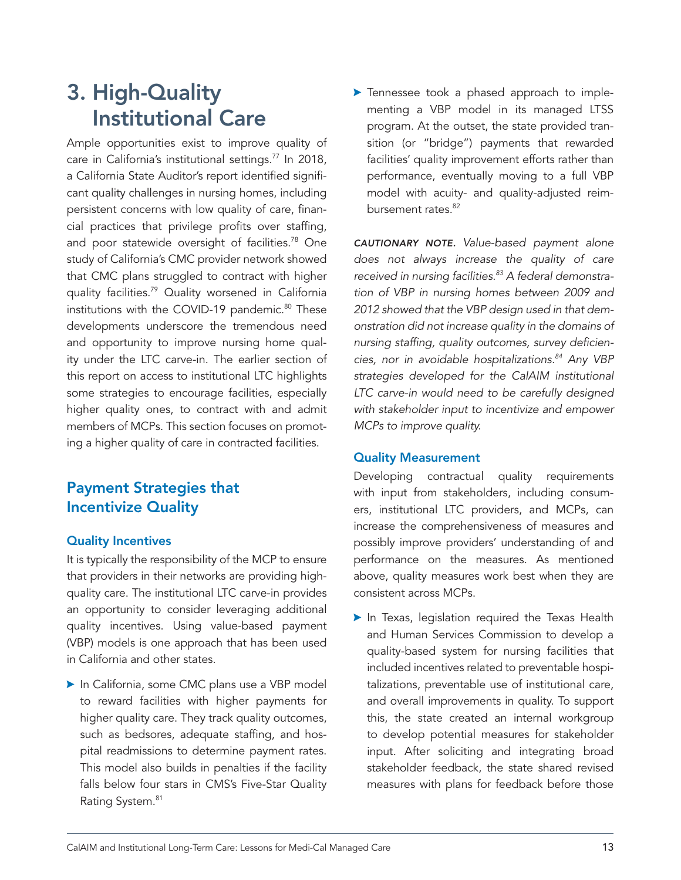# 3. High-Quality Institutional Care

Ample opportunities exist to improve quality of care in California's institutional settings.[77] In 2018, a California State Auditor's report identified significant quality challenges in nursing homes, including persistent concerns with low quality of care, financial practices that privilege profits over staffing, and poor statewide oversight of facilities.[78] One study of California's CMC provider network showed that CMC plans struggled to contract with higher quality facilities.[79] Quality worsened in California institutions with the COVID-19 pandemic.[80] These developments underscore the tremendous need and opportunity to improve nursing home quality under the LTC carve-in. The earlier section of this report on access to institutional LTC highlights some strategies to encourage facilities, especially higher quality ones, to contract with and admit members of MCPs. This section focuses on promoting a higher quality of care in contracted facilities.

## Payment Strategies that Incentivize Quality

### Quality Incentives

It is typically the responsibility of the MCP to ensure that providers in their networks are providing high-quality care. The institutional LTC carve-in provides an opportunity to consider leveraging additional quality incentives. Using value-based payment (VBP) models is one approach that has been used in California and other states.

- In California, some CMC plans use a VBP model to reward facilities with higher payments for higher quality care. They track quality outcomes, such as bedsores, adequate staffing, and hospital readmissions to determine payment rates. This model also builds in penalties if the facility falls below four stars in CMS's Five-Star Quality Rating System.[81]
- Tennessee took a phased approach to implementing a VBP model in its managed LTSS program. At the outset, the state provided transition (or "bridge") payments that rewarded facilities' quality improvement efforts rather than performance, eventually moving to a full VBP model with acuity- and quality-adjusted reimbursement rates.[82]

**CAUTIONARY NOTE.** *Value-based payment alone does not always increase the quality of care received in nursing facilities.[83] A federal demonstration of VBP in nursing homes between 2009 and 2012 showed that the VBP design used in that demonstration did not increase quality in the domains of nursing staffing, quality outcomes, survey deficiencies, nor in avoidable hospitalizations.[84] Any VBP strategies developed for the CalAIM institutional LTC carve-in would need to be carefully designed with stakeholder input to incentivize and empower MCPs to improve quality.*

### Quality Measurement

Developing contractual quality requirements with input from stakeholders, including consumers, institutional LTC providers, and MCPs, can increase the comprehensiveness of measures and possibly improve providers' understanding of and performance on the measures. As mentioned above, quality measures work best when they are consistent across MCPs.

- In Texas, legislation required the Texas Health and Human Services Commission to develop a quality-based system for nursing facilities that included incentives related to preventable hospitalizations, preventable use of institutional care, and overall improvements in quality. To support this, the state created an internal workgroup to develop potential measures for stakeholder input. After soliciting and integrating broad stakeholder feedback, the state shared revised measures with plans for feedback before those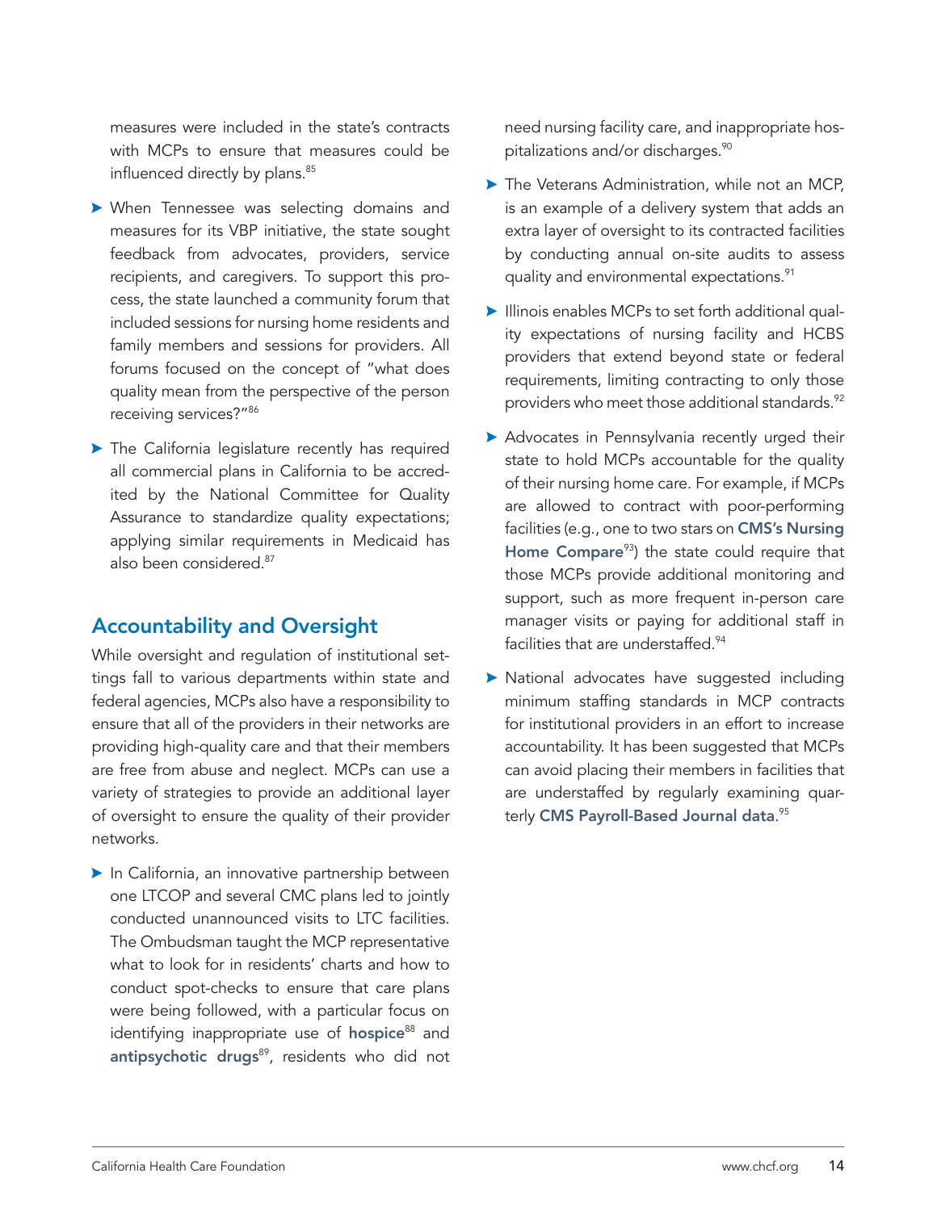measures were included in the state's contracts with MCPs to ensure that measures could be influenced directly by plans.[85]

- When Tennessee was selecting domains and measures for its VBP initiative, the state sought feedback from advocates, providers, service recipients, and caregivers. To support this process, the state launched a community forum that included sessions for nursing home residents and family members and sessions for providers. All forums focused on the concept of "what does quality mean from the perspective of the person receiving services?"[86]
- The California legislature recently has required all commercial plans in California to be accredited by the National Committee for Quality Assurance to standardize quality expectations; applying similar requirements in Medicaid has also been considered.[87]

## Accountability and Oversight

While oversight and regulation of institutional settings fall to various departments within state and federal agencies, MCPs also have a responsibility to ensure that all of the providers in their networks are providing high-quality care and that their members are free from abuse and neglect. MCPs can use a variety of strategies to provide an additional layer of oversight to ensure the quality of their provider networks.

- In California, an innovative partnership between one LTCOP and several CMC plans led to jointly conducted unannounced visits to LTC facilities. The Ombudsman taught the MCP representative what to look for in residents' charts and how to conduct spot-checks to ensure that care plans were being followed, with a particular focus on identifying inappropriate use of **hospice**[88] and **antipsychotic drugs**[89], residents who did not need nursing facility care, and inappropriate hospitalizations and/or discharges.[90]
- The Veterans Administration, while not an MCP, is an example of a delivery system that adds an extra layer of oversight to its contracted facilities by conducting annual on-site audits to assess quality and environmental expectations.[91]
- Illinois enables MCPs to set forth additional quality expectations of nursing facility and HCBS providers that extend beyond state or federal requirements, limiting contracting to only those providers who meet those additional standards.[92]
- Advocates in Pennsylvania recently urged their state to hold MCPs accountable for the quality of their nursing home care. For example, if MCPs are allowed to contract with poor-performing facilities (e.g., one to two stars on **CMS's Nursing Home Compare**[93]) the state could require that those MCPs provide additional monitoring and support, such as more frequent in-person care manager visits or paying for additional staff in facilities that are understaffed.[94]
- National advocates have suggested including minimum staffing standards in MCP contracts for institutional providers in an effort to increase accountability. It has been suggested that MCPs can avoid placing their members in facilities that are understaffed by regularly examining quarterly **CMS Payroll-Based Journal data**.[95]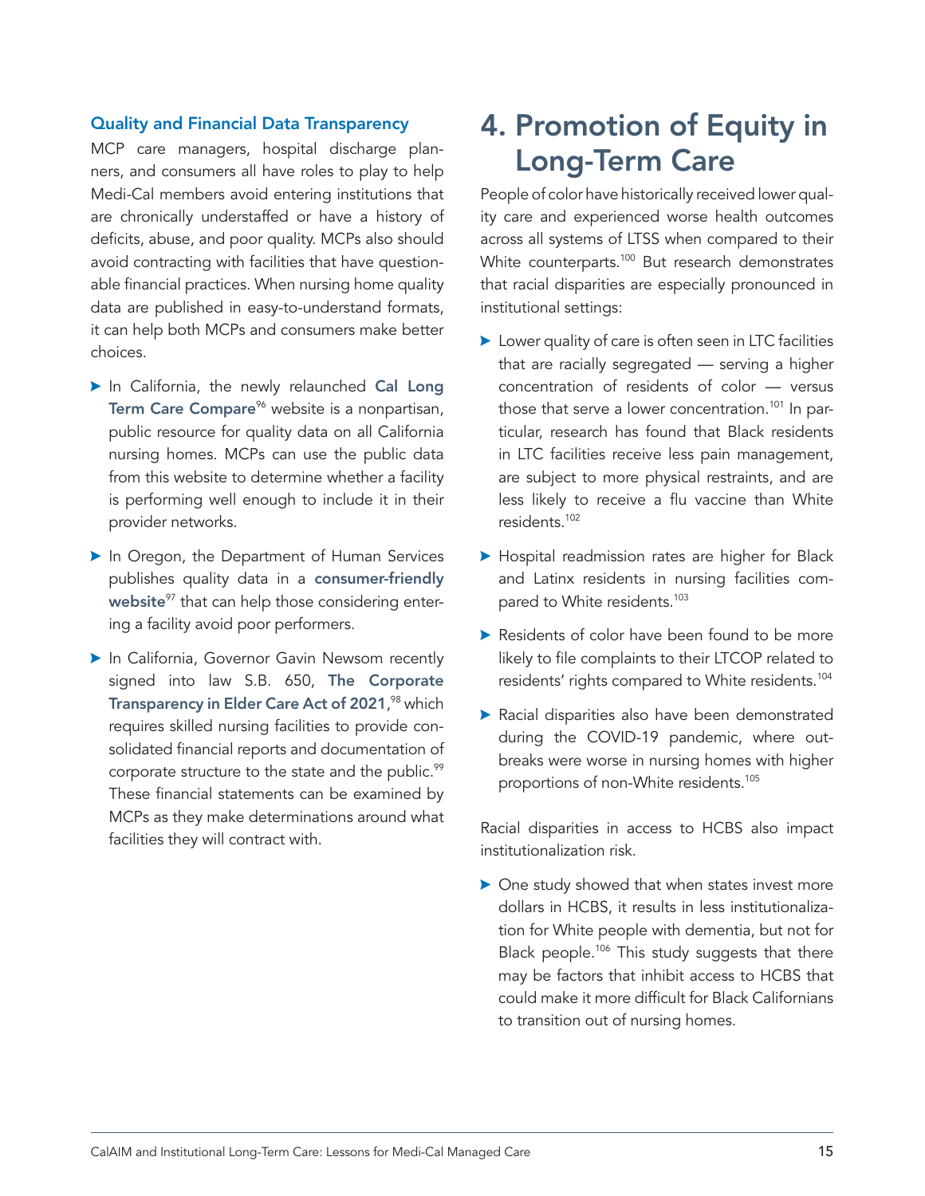### Quality and Financial Data Transparency

MCP care managers, hospital discharge planners, and consumers all have roles to play to help Medi-Cal members avoid entering institutions that are chronically understaffed or have a history of deficits, abuse, and poor quality. MCPs also should avoid contracting with facilities that have questionable financial practices. When nursing home quality data are published in easy-to-understand formats, it can help both MCPs and consumers make better choices.

- In California, the newly relaunched **Cal Long Term Care Compare**[96] website is a nonpartisan, public resource for quality data on all California nursing homes. MCPs can use the public data from this website to determine whether a facility is performing well enough to include it in their provider networks.
- In Oregon, the Department of Human Services publishes quality data in a **consumer-friendly website**[97] that can help those considering entering a facility avoid poor performers.
- In California, Governor Gavin Newsom recently signed into law S.B. 650, **The Corporate Transparency in Elder Care Act of 2021**,[98] which requires skilled nursing facilities to provide consolidated financial reports and documentation of corporate structure to the state and the public.[99] These financial statements can be examined by MCPs as they make determinations around what facilities they will contract with.

# 4. Promotion of Equity in Long-Term Care

People of color have historically received lower quality care and experienced worse health outcomes across all systems of LTSS when compared to their White counterparts.[100] But research demonstrates that racial disparities are especially pronounced in institutional settings:

- Lower quality of care is often seen in LTC facilities that are racially segregated — serving a higher concentration of residents of color — versus those that serve a lower concentration.[101] In particular, research has found that Black residents in LTC facilities receive less pain management, are subject to more physical restraints, and are less likely to receive a flu vaccine than White residents.[102]
- Hospital readmission rates are higher for Black and Latinx residents in nursing facilities compared to White residents.[103]
- Residents of color have been found to be more likely to file complaints to their LTCOP related to residents' rights compared to White residents.[104]
- Racial disparities also have been demonstrated during the COVID-19 pandemic, where outbreaks were worse in nursing homes with higher proportions of non-White residents.[105]

Racial disparities in access to HCBS also impact institutionalization risk.

- One study showed that when states invest more dollars in HCBS, it results in less institutionalization for White people with dementia, but not for Black people.[106] This study suggests that there may be factors that inhibit access to HCBS that could make it more difficult for Black Californians to transition out of nursing homes.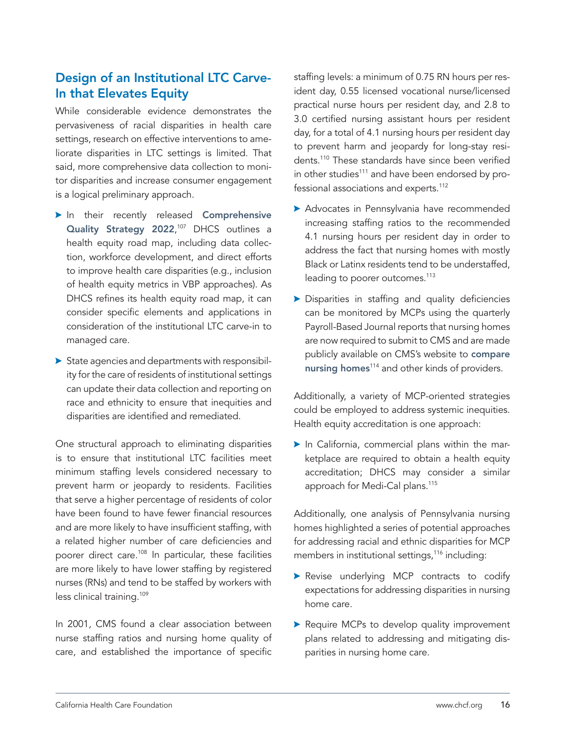## Design of an Institutional LTC Carve-In that Elevates Equity

While considerable evidence demonstrates the pervasiveness of racial disparities in health care settings, research on effective interventions to ameliorate disparities in LTC settings is limited. That said, more comprehensive data collection to monitor disparities and increase consumer engagement is a logical preliminary approach.

- In their recently released **Comprehensive Quality Strategy 2022**,[107] DHCS outlines a health equity road map, including data collection, workforce development, and direct efforts to improve health care disparities (e.g., inclusion of health equity metrics in VBP approaches). As DHCS refines its health equity road map, it can consider specific elements and applications in consideration of the institutional LTC carve-in to managed care.
- State agencies and departments with responsibility for the care of residents of institutional settings can update their data collection and reporting on race and ethnicity to ensure that inequities and disparities are identified and remediated.

One structural approach to eliminating disparities is to ensure that institutional LTC facilities meet minimum staffing levels considered necessary to prevent harm or jeopardy to residents. Facilities that serve a higher percentage of residents of color have been found to have fewer financial resources and are more likely to have insufficient staffing, with a related higher number of care deficiencies and poorer direct care.[108] In particular, these facilities are more likely to have lower staffing by registered nurses (RNs) and tend to be staffed by workers with less clinical training.[109]

In 2001, CMS found a clear association between nurse staffing ratios and nursing home quality of care, and established the importance of specific staffing levels: a minimum of 0.75 RN hours per resident day, 0.55 licensed vocational nurse/licensed practical nurse hours per resident day, and 2.8 to 3.0 certified nursing assistant hours per resident day, for a total of 4.1 nursing hours per resident day to prevent harm and jeopardy for long-stay residents.[110] These standards have since been verified in other studies[111] and have been endorsed by professional associations and experts.[112]

- Advocates in Pennsylvania have recommended increasing staffing ratios to the recommended 4.1 nursing hours per resident day in order to address the fact that nursing homes with mostly Black or Latinx residents tend to be understaffed, leading to poorer outcomes.[113]
- Disparities in staffing and quality deficiencies can be monitored by MCPs using the quarterly Payroll-Based Journal reports that nursing homes are now required to submit to CMS and are made publicly available on CMS's website to **compare nursing homes**[114] and other kinds of providers.

Additionally, a variety of MCP-oriented strategies could be employed to address systemic inequities. Health equity accreditation is one approach:

- In California, commercial plans within the marketplace are required to obtain a health equity accreditation; DHCS may consider a similar approach for Medi-Cal plans.[115]

Additionally, one analysis of Pennsylvania nursing homes highlighted a series of potential approaches for addressing racial and ethnic disparities for MCP members in institutional settings,[116] including:

- Revise underlying MCP contracts to codify expectations for addressing disparities in nursing home care.
- Require MCPs to develop quality improvement plans related to addressing and mitigating disparities in nursing home care.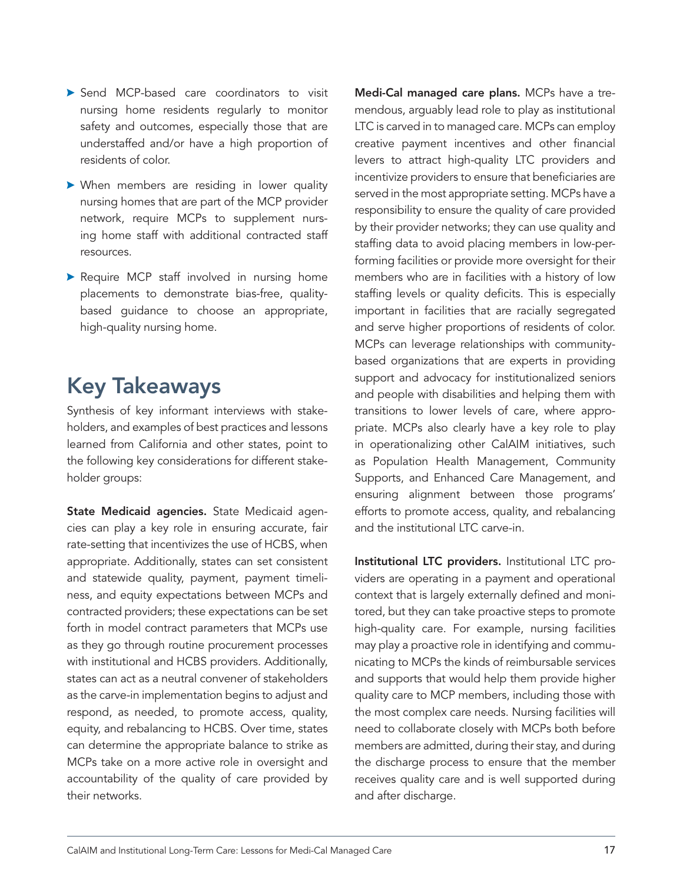- Send MCP-based care coordinators to visit nursing home residents regularly to monitor safety and outcomes, especially those that are understaffed and/or have a high proportion of residents of color.
- When members are residing in lower quality nursing homes that are part of the MCP provider network, require MCPs to supplement nursing home staff with additional contracted staff resources.
- Require MCP staff involved in nursing home placements to demonstrate bias-free, quality-based guidance to choose an appropriate, high-quality nursing home.

## Key Takeaways

Synthesis of key informant interviews with stakeholders, and examples of best practices and lessons learned from California and other states, point to the following key considerations for different stakeholder groups:

**State Medicaid agencies.** State Medicaid agencies can play a key role in ensuring accurate, fair rate-setting that incentivizes the use of HCBS, when appropriate. Additionally, states can set consistent and statewide quality, payment, payment timeliness, and equity expectations between MCPs and contracted providers; these expectations can be set forth in model contract parameters that MCPs use as they go through routine procurement processes with institutional and HCBS providers. Additionally, states can act as a neutral convener of stakeholders as the carve-in implementation begins to adjust and respond, as needed, to promote access, quality, equity, and rebalancing to HCBS. Over time, states can determine the appropriate balance to strike as MCPs take on a more active role in oversight and accountability of the quality of care provided by their networks.

**Medi-Cal managed care plans.** MCPs have a tremendous, arguably lead role to play as institutional LTC is carved in to managed care. MCPs can employ creative payment incentives and other financial levers to attract high-quality LTC providers and incentivize providers to ensure that beneficiaries are served in the most appropriate setting. MCPs have a responsibility to ensure the quality of care provided by their provider networks; they can use quality and staffing data to avoid placing members in low-performing facilities or provide more oversight for their members who are in facilities with a history of low staffing levels or quality deficits. This is especially important in facilities that are racially segregated and serve higher proportions of residents of color. MCPs can leverage relationships with community-based organizations that are experts in providing support and advocacy for institutionalized seniors and people with disabilities and helping them with transitions to lower levels of care, where appropriate. MCPs also clearly have a key role to play in operationalizing other CalAIM initiatives, such as Population Health Management, Community Supports, and Enhanced Care Management, and ensuring alignment between those programs' efforts to promote access, quality, and rebalancing and the institutional LTC carve-in.

**Institutional LTC providers.** Institutional LTC providers are operating in a payment and operational context that is largely externally defined and monitored, but they can take proactive steps to promote high-quality care. For example, nursing facilities may play a proactive role in identifying and communicating to MCPs the kinds of reimbursable services and supports that would help them provide higher quality care to MCP members, including those with the most complex care needs. Nursing facilities will need to collaborate closely with MCPs both before members are admitted, during their stay, and during the discharge process to ensure that the member receives quality care and is well supported during and after discharge.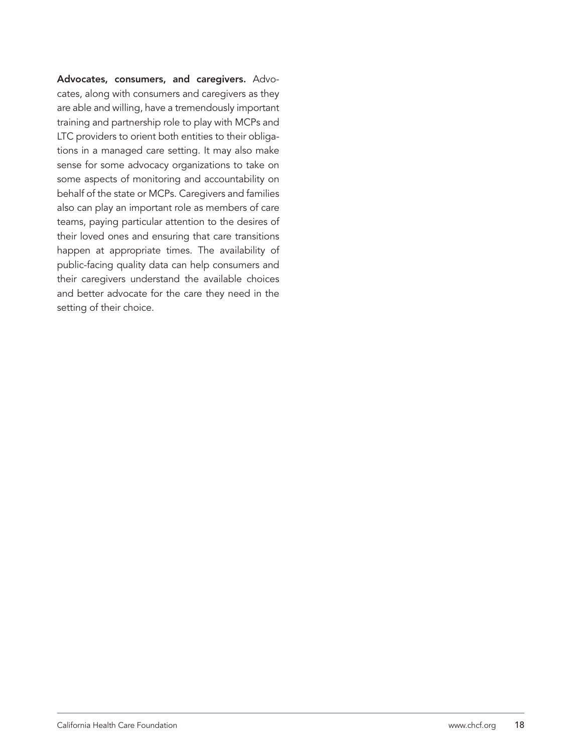**Advocates, consumers, and caregivers.** Advocates, along with consumers and caregivers as they are able and willing, have a tremendously important training and partnership role to play with MCPs and LTC providers to orient both entities to their obligations in a managed care setting. It may also make sense for some advocacy organizations to take on some aspects of monitoring and accountability on behalf of the state or MCPs. Caregivers and families also can play an important role as members of care teams, paying particular attention to the desires of their loved ones and ensuring that care transitions happen at appropriate times. The availability of public-facing quality data can help consumers and their caregivers understand the available choices and better advocate for the care they need in the setting of their choice.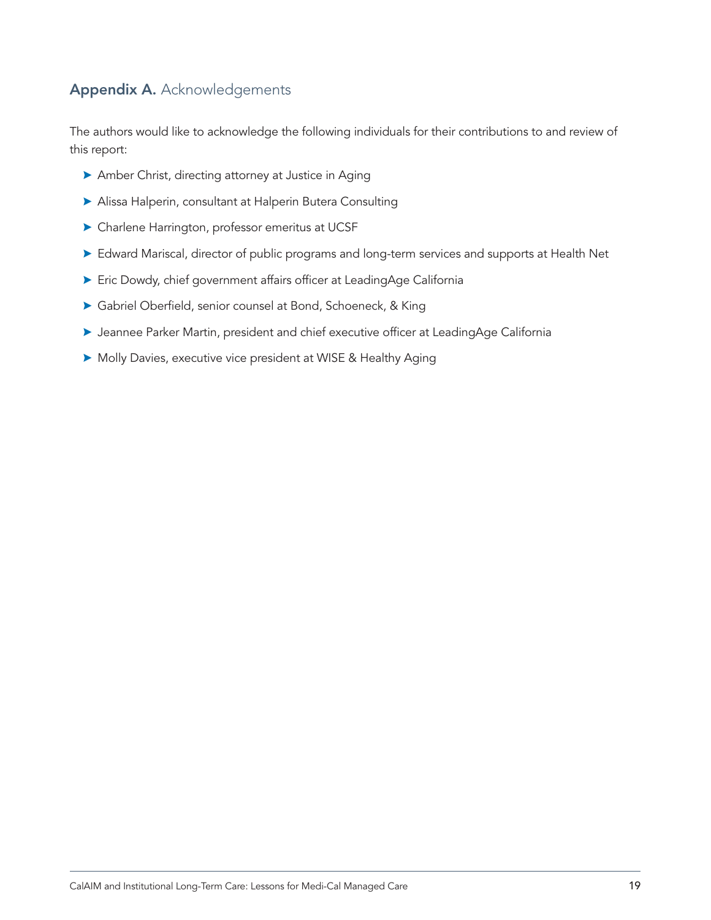## **Appendix A.** Acknowledgements

The authors would like to acknowledge the following individuals for their contributions to and review of this report:

- Amber Christ, directing attorney at Justice in Aging
- Alissa Halperin, consultant at Halperin Butera Consulting
- Charlene Harrington, professor emeritus at UCSF
- Edward Mariscal, director of public programs and long-term services and supports at Health Net
- Eric Dowdy, chief government affairs officer at LeadingAge California
- Gabriel Oberfield, senior counsel at Bond, Schoeneck, & King
- Jeannee Parker Martin, president and chief executive officer at LeadingAge California
- Molly Davies, executive vice president at WISE & Healthy Aging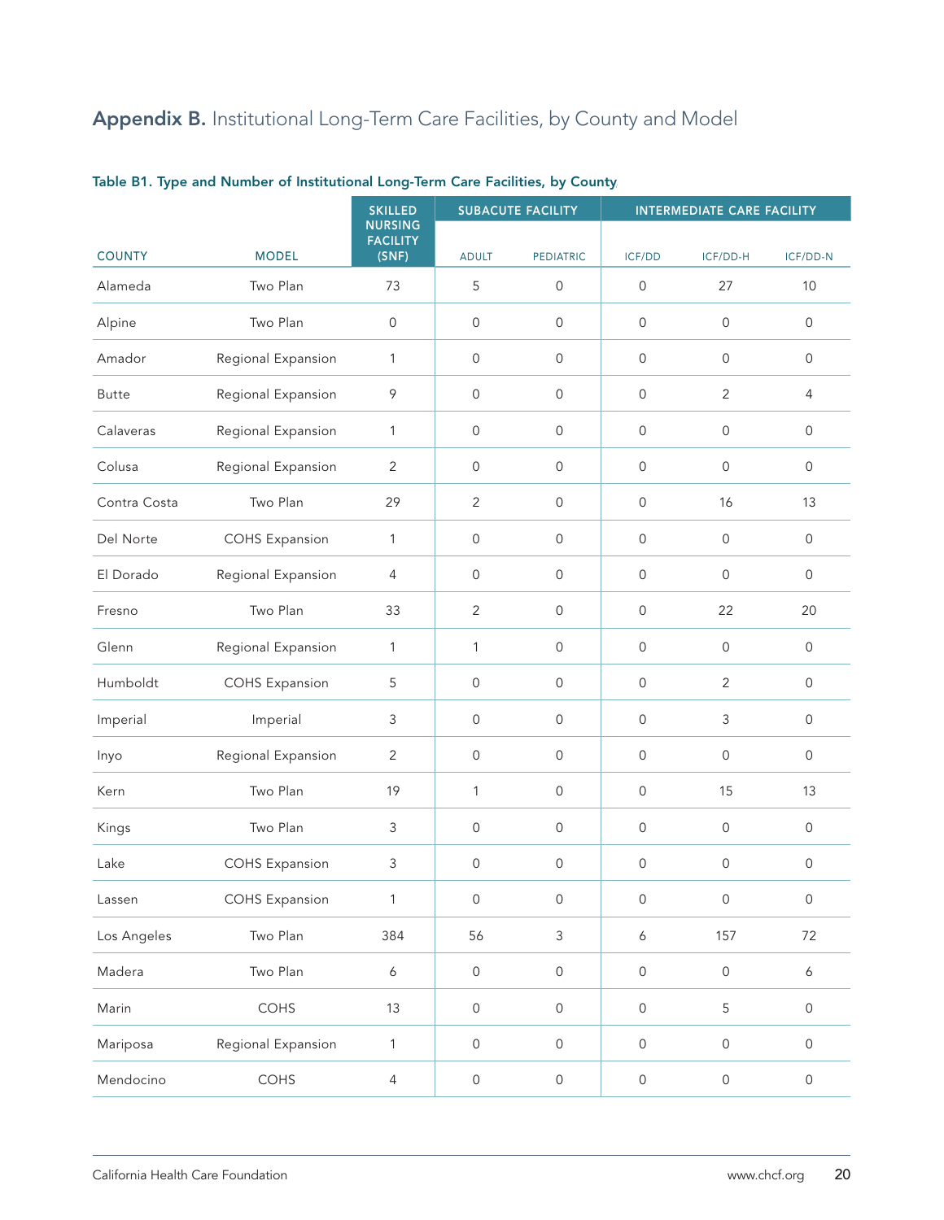## **Appendix B.** Institutional Long-Term Care Facilities, by County and Model

**Table B1. Type and Number of Institutional Long-Term Care Facilities, by County**

| COUNTY | MODEL | SKILLED NURSING FACILITY (SNF) | SUBACUTE FACILITY | | INTERMEDIATE CARE FACILITY | | |
|---|---|---|---|---|---|---|---|
| | | | ADULT | PEDIATRIC | ICF/DD | ICF/DD-H | ICF/DD-N |
| Alameda | Two Plan | 73 | 5 | 0 | 0 | 27 | 10 |
| Alpine | Two Plan | 0 | 0 | 0 | 0 | 0 | 0 |
| Amador | Regional Expansion | 1 | 0 | 0 | 0 | 0 | 0 |
| Butte | Regional Expansion | 9 | 0 | 0 | 0 | 2 | 4 |
| Calaveras | Regional Expansion | 1 | 0 | 0 | 0 | 0 | 0 |
| Colusa | Regional Expansion | 2 | 0 | 0 | 0 | 0 | 0 |
| Contra Costa | Two Plan | 29 | 2 | 0 | 0 | 16 | 13 |
| Del Norte | COHS Expansion | 1 | 0 | 0 | 0 | 0 | 0 |
| El Dorado | Regional Expansion | 4 | 0 | 0 | 0 | 0 | 0 |
| Fresno | Two Plan | 33 | 2 | 0 | 0 | 22 | 20 |
| Glenn | Regional Expansion | 1 | 1 | 0 | 0 | 0 | 0 |
| Humboldt | COHS Expansion | 5 | 0 | 0 | 0 | 2 | 0 |
| Imperial | Imperial | 3 | 0 | 0 | 0 | 3 | 0 |
| Inyo | Regional Expansion | 2 | 0 | 0 | 0 | 0 | 0 |
| Kern | Two Plan | 19 | 1 | 0 | 0 | 15 | 13 |
| Kings | Two Plan | 3 | 0 | 0 | 0 | 0 | 0 |
| Lake | COHS Expansion | 3 | 0 | 0 | 0 | 0 | 0 |
| Lassen | COHS Expansion | 1 | 0 | 0 | 0 | 0 | 0 |
| Los Angeles | Two Plan | 384 | 56 | 3 | 6 | 157 | 72 |
| Madera | Two Plan | 6 | 0 | 0 | 0 | 0 | 6 |
| Marin | COHS | 13 | 0 | 0 | 0 | 5 | 0 |
| Mariposa | Regional Expansion | 1 | 0 | 0 | 0 | 0 | 0 |
| Mendocino | COHS | 4 | 0 | 0 | 0 | 0 | 0 |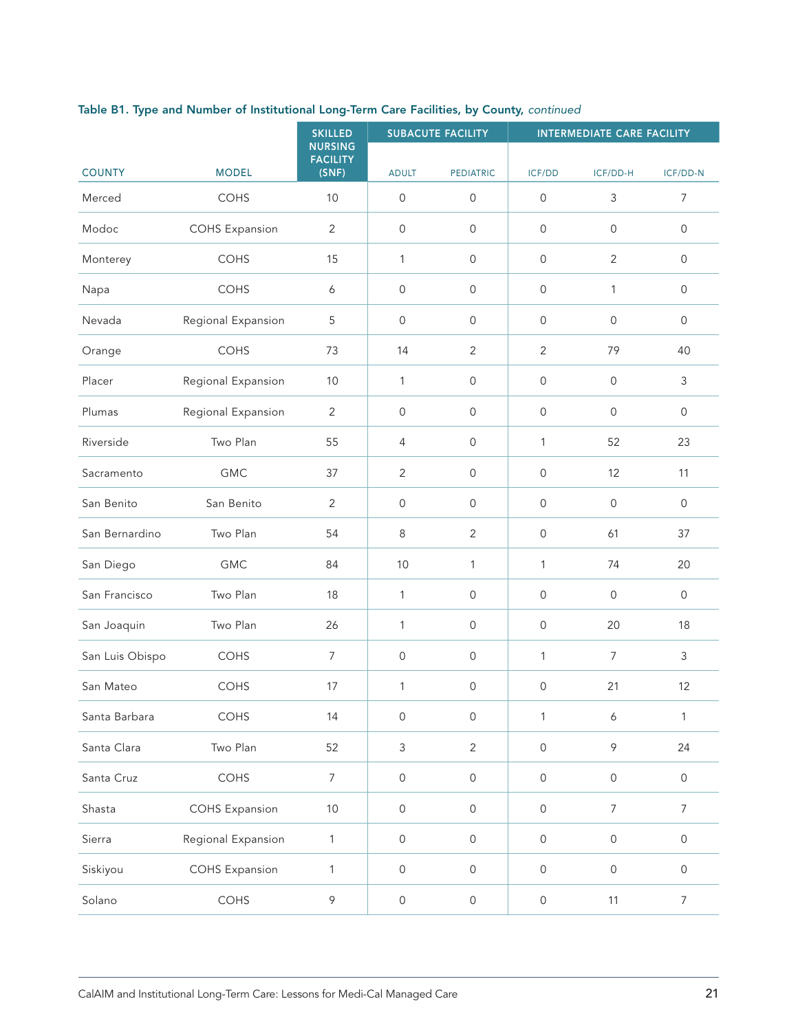**Table B1. Type and Number of Institutional Long-Term Care Facilities, by County,** *continued*

| COUNTY | MODEL | SKILLED NURSING FACILITY (SNF) | SUBACUTE FACILITY | | INTERMEDIATE CARE FACILITY | | |
|---|---|---|---|---|---|---|---|
| | | | ADULT | PEDIATRIC | ICF/DD | ICF/DD-H | ICF/DD-N |
| Merced | COHS | 10 | 0 | 0 | 0 | 3 | 7 |
| Modoc | COHS Expansion | 2 | 0 | 0 | 0 | 0 | 0 |
| Monterey | COHS | 15 | 1 | 0 | 0 | 2 | 0 |
| Napa | COHS | 6 | 0 | 0 | 0 | 1 | 0 |
| Nevada | Regional Expansion | 5 | 0 | 0 | 0 | 0 | 0 |
| Orange | COHS | 73 | 14 | 2 | 2 | 79 | 40 |
| Placer | Regional Expansion | 10 | 1 | 0 | 0 | 0 | 3 |
| Plumas | Regional Expansion | 2 | 0 | 0 | 0 | 0 | 0 |
| Riverside | Two Plan | 55 | 4 | 0 | 1 | 52 | 23 |
| Sacramento | GMC | 37 | 2 | 0 | 0 | 12 | 11 |
| San Benito | San Benito | 2 | 0 | 0 | 0 | 0 | 0 |
| San Bernardino | Two Plan | 54 | 8 | 2 | 0 | 61 | 37 |
| San Diego | GMC | 84 | 10 | 1 | 1 | 74 | 20 |
| San Francisco | Two Plan | 18 | 1 | 0 | 0 | 0 | 0 |
| San Joaquin | Two Plan | 26 | 1 | 0 | 0 | 20 | 18 |
| San Luis Obispo | COHS | 7 | 0 | 0 | 1 | 7 | 3 |
| San Mateo | COHS | 17 | 1 | 0 | 0 | 21 | 12 |
| Santa Barbara | COHS | 14 | 0 | 0 | 1 | 6 | 1 |
| Santa Clara | Two Plan | 52 | 3 | 2 | 0 | 9 | 24 |
| Santa Cruz | COHS | 7 | 0 | 0 | 0 | 0 | 0 |
| Shasta | COHS Expansion | 10 | 0 | 0 | 0 | 7 | 7 |
| Sierra | Regional Expansion | 1 | 0 | 0 | 0 | 0 | 0 |
| Siskiyou | COHS Expansion | 1 | 0 | 0 | 0 | 0 | 0 |
| Solano | COHS | 9 | 0 | 0 | 0 | 11 | 7 |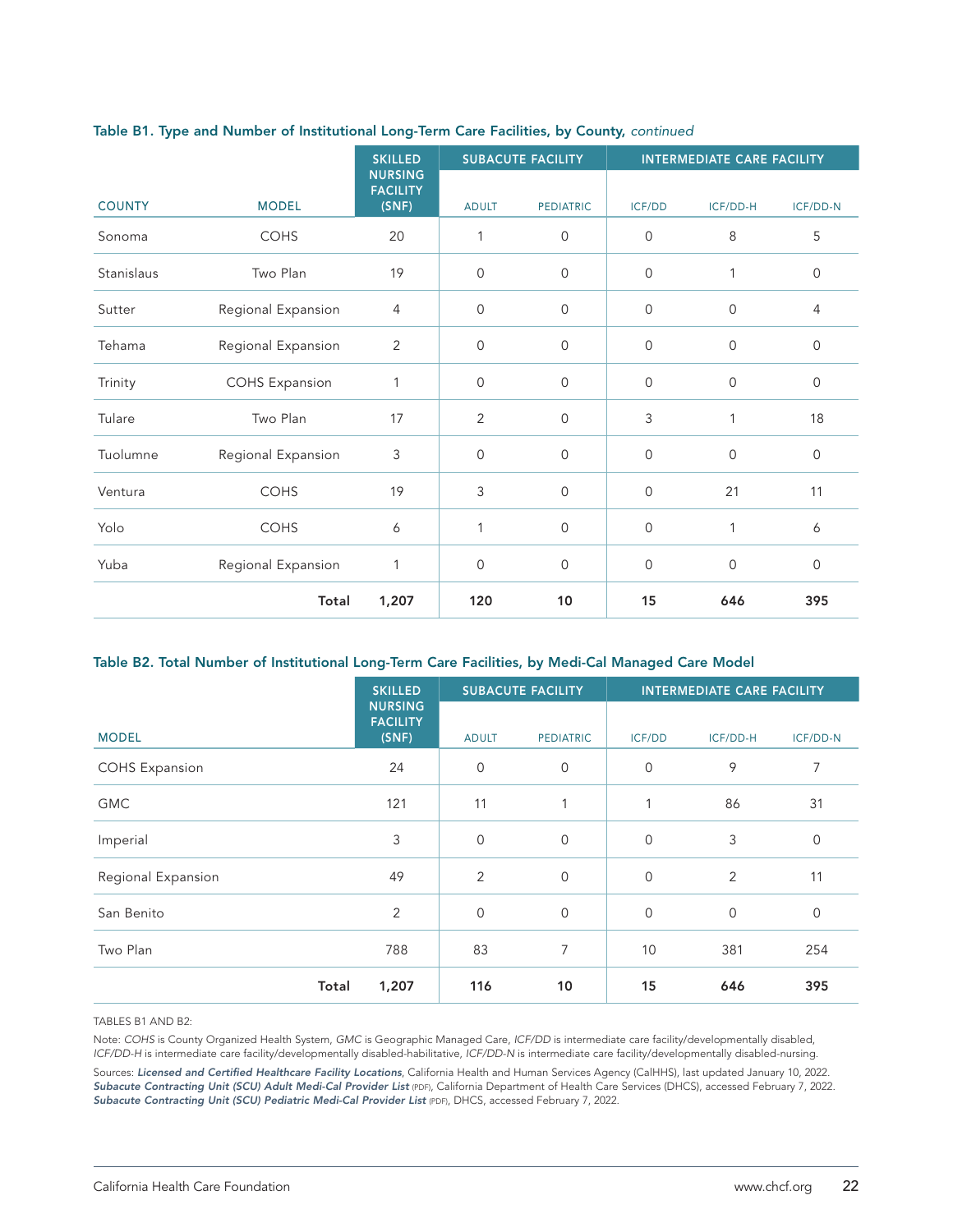**Table B1. Type and Number of Institutional Long-Term Care Facilities, by County,** *continued*

| COUNTY | MODEL | SKILLED NURSING FACILITY (SNF) | SUBACUTE FACILITY | | INTERMEDIATE CARE FACILITY | | |
|---|---|---|---|---|---|---|---|
| | | | ADULT | PEDIATRIC | ICF/DD | ICF/DD-H | ICF/DD-N |
| Sonoma | COHS | 20 | 1 | 0 | 0 | 8 | 5 |
| Stanislaus | Two Plan | 19 | 0 | 0 | 0 | 1 | 0 |
| Sutter | Regional Expansion | 4 | 0 | 0 | 0 | 0 | 4 |
| Tehama | Regional Expansion | 2 | 0 | 0 | 0 | 0 | 0 |
| Trinity | COHS Expansion | 1 | 0 | 0 | 0 | 0 | 0 |
| Tulare | Two Plan | 17 | 2 | 0 | 3 | 1 | 18 |
| Tuolumne | Regional Expansion | 3 | 0 | 0 | 0 | 0 | 0 |
| Ventura | COHS | 19 | 3 | 0 | 0 | 21 | 11 |
| Yolo | COHS | 6 | 1 | 0 | 0 | 1 | 6 |
| Yuba | Regional Expansion | 1 | 0 | 0 | 0 | 0 | 0 |
| | **Total** | **1,207** | **120** | **10** | **15** | **646** | **395** |

**Table B2. Total Number of Institutional Long-Term Care Facilities, by Medi-Cal Managed Care Model**

| MODEL | SKILLED NURSING FACILITY (SNF) | SUBACUTE FACILITY | | INTERMEDIATE CARE FACILITY | | |
|---|---|---|---|---|---|---|
| | | ADULT | PEDIATRIC | ICF/DD | ICF/DD-H | ICF/DD-N |
| COHS Expansion | 24 | 0 | 0 | 0 | 9 | 7 |
| GMC | 121 | 11 | 1 | 1 | 86 | 31 |
| Imperial | 3 | 0 | 0 | 0 | 3 | 0 |
| Regional Expansion | 49 | 2 | 0 | 0 | 2 | 11 |
| San Benito | 2 | 0 | 0 | 0 | 0 | 0 |
| Two Plan | 788 | 83 | 7 | 10 | 381 | 254 |
| **Total** | **1,207** | **116** | **10** | **15** | **646** | **395** |

TABLES B1 AND B2:

Note: *COHS* is County Organized Health System, *GMC* is Geographic Managed Care, *ICF/DD* is intermediate care facility/developmentally disabled, *ICF/DD-H* is intermediate care facility/developmentally disabled-habilitative, *ICF/DD-N* is intermediate care facility/developmentally disabled-nursing.

Sources: ***Licensed and Certified Healthcare Facility Locations***, California Health and Human Services Agency (CalHHS), last updated January 10, 2022. ***Subacute Contracting Unit (SCU) Adult Medi-Cal Provider List*** (PDF), California Department of Health Care Services (DHCS), accessed February 7, 2022. ***Subacute Contracting Unit (SCU) Pediatric Medi-Cal Provider List*** (PDF), DHCS, accessed February 7, 2022.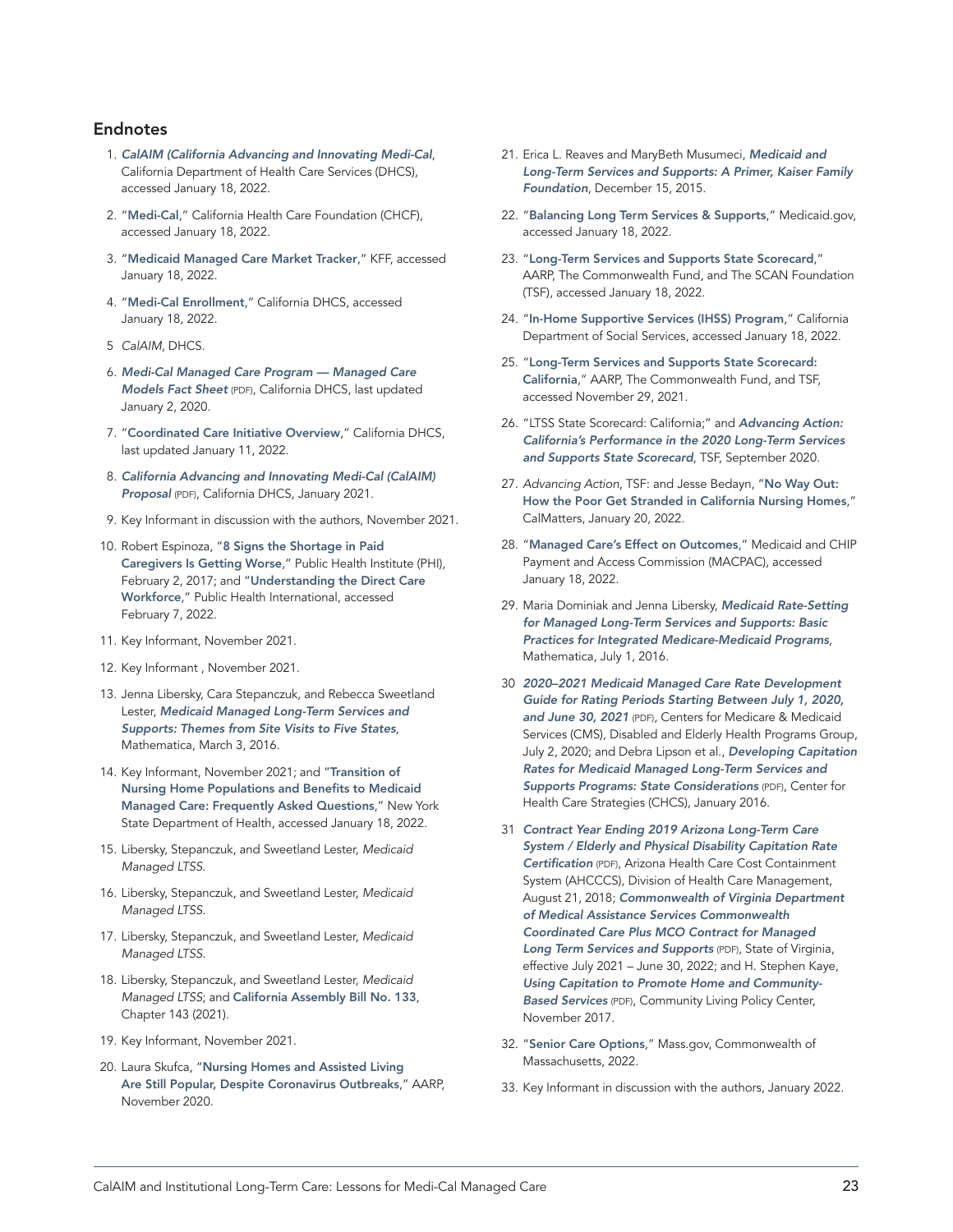## Endnotes

1. *CalAIM (California Advancing and Innovating Medi-Cal*, California Department of Health Care Services (DHCS), accessed January 18, 2022.
2. "Medi-Cal," California Health Care Foundation (CHCF), accessed January 18, 2022.
3. "Medicaid Managed Care Market Tracker," KFF, accessed January 18, 2022.
4. "Medi-Cal Enrollment," California DHCS, accessed January 18, 2022.
5. *CalAIM*, DHCS.
6. *Medi-Cal Managed Care Program — Managed Care Models Fact Sheet* (PDF), California DHCS, last updated January 2, 2020.
7. "Coordinated Care Initiative Overview," California DHCS, last updated January 11, 2022.
8. *California Advancing and Innovating Medi-Cal (CalAIM) Proposal* (PDF), California DHCS, January 2021.
9. Key Informant in discussion with the authors, November 2021.
10. Robert Espinoza, "8 Signs the Shortage in Paid Caregivers Is Getting Worse," Public Health Institute (PHI), February 2, 2017; and "Understanding the Direct Care Workforce," Public Health International, accessed February 7, 2022.
11. Key Informant, November 2021.
12. Key Informant , November 2021.
13. Jenna Libersky, Cara Stepanczuk, and Rebecca Sweetland Lester, *Medicaid Managed Long-Term Services and Supports: Themes from Site Visits to Five States*, Mathematica, March 3, 2016.
14. Key Informant, November 2021; and "Transition of Nursing Home Populations and Benefits to Medicaid Managed Care: Frequently Asked Questions," New York State Department of Health, accessed January 18, 2022.
15. Libersky, Stepanczuk, and Sweetland Lester, *Medicaid Managed LTSS*.
16. Libersky, Stepanczuk, and Sweetland Lester, *Medicaid Managed LTSS*.
17. Libersky, Stepanczuk, and Sweetland Lester, *Medicaid Managed LTSS*.
18. Libersky, Stepanczuk, and Sweetland Lester, *Medicaid Managed LTSS*; and California Assembly Bill No. 133, Chapter 143 (2021).
19. Key Informant, November 2021.
20. Laura Skufca, "Nursing Homes and Assisted Living Are Still Popular, Despite Coronavirus Outbreaks," AARP, November 2020.
21. Erica L. Reaves and MaryBeth Musumeci, *Medicaid and Long-Term Services and Supports: A Primer, Kaiser Family Foundation*, December 15, 2015.
22. "Balancing Long Term Services & Supports," Medicaid.gov, accessed January 18, 2022.
23. "Long-Term Services and Supports State Scorecard," AARP, The Commonwealth Fund, and The SCAN Foundation (TSF), accessed January 18, 2022.
24. "In-Home Supportive Services (IHSS) Program," California Department of Social Services, accessed January 18, 2022.
25. "Long-Term Services and Supports State Scorecard: California," AARP, The Commonwealth Fund, and TSF, accessed November 29, 2021.
26. "LTSS State Scorecard: California;" and *Advancing Action: California's Performance in the 2020 Long-Term Services and Supports State Scorecard*, TSF, September 2020.
27. *Advancing Action*, TSF: and Jesse Bedayn, "No Way Out: How the Poor Get Stranded in California Nursing Homes," CalMatters, January 20, 2022.
28. "Managed Care's Effect on Outcomes," Medicaid and CHIP Payment and Access Commission (MACPAC), accessed January 18, 2022.
29. Maria Dominiak and Jenna Libersky, *Medicaid Rate-Setting for Managed Long-Term Services and Supports: Basic Practices for Integrated Medicare-Medicaid Programs*, Mathematica, July 1, 2016.
30. *2020–2021 Medicaid Managed Care Rate Development Guide for Rating Periods Starting Between July 1, 2020, and June 30, 2021* (PDF), Centers for Medicare & Medicaid Services (CMS), Disabled and Elderly Health Programs Group, July 2, 2020; and Debra Lipson et al., *Developing Capitation Rates for Medicaid Managed Long-Term Services and Supports Programs: State Considerations* (PDF), Center for Health Care Strategies (CHCS), January 2016.
31. *Contract Year Ending 2019 Arizona Long-Term Care System / Elderly and Physical Disability Capitation Rate Certification* (PDF), Arizona Health Care Cost Containment System (AHCCCS), Division of Health Care Management, August 21, 2018; *Commonwealth of Virginia Department of Medical Assistance Services Commonwealth Coordinated Care Plus MCO Contract for Managed Long Term Services and Supports* (PDF), State of Virginia, effective July 2021 – June 30, 2022; and H. Stephen Kaye, *Using Capitation to Promote Home and Community-Based Services* (PDF), Community Living Policy Center, November 2017.
32. "Senior Care Options," Mass.gov, Commonwealth of Massachusetts, 2022.
33. Key Informant in discussion with the authors, January 2022.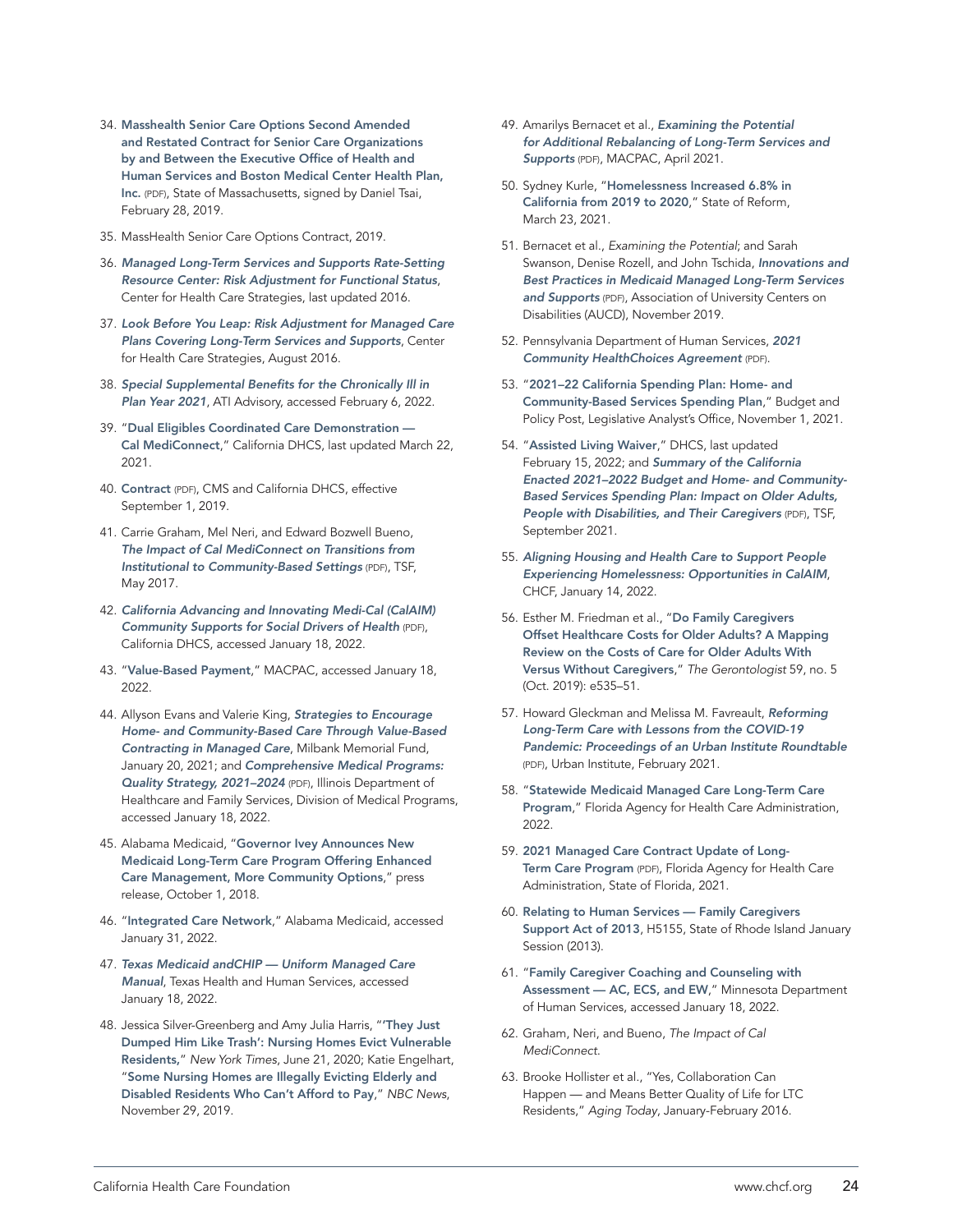34. **Masshealth Senior Care Options Second Amended and Restated Contract for Senior Care Organizations by and Between the Executive Office of Health and Human Services and Boston Medical Center Health Plan, Inc.** (PDF), State of Massachusetts, signed by Daniel Tsai, February 28, 2019.
35. MassHealth Senior Care Options Contract, 2019.
36. ***Managed Long-Term Services and Supports Rate-Setting Resource Center: Risk Adjustment for Functional Status***, Center for Health Care Strategies, last updated 2016.
37. ***Look Before You Leap: Risk Adjustment for Managed Care Plans Covering Long-Term Services and Supports***, Center for Health Care Strategies, August 2016.
38. ***Special Supplemental Benefits for the Chronically Ill in Plan Year 2021***, ATI Advisory, accessed February 6, 2022.
39. "**Dual Eligibles Coordinated Care Demonstration — Cal MediConnect**," California DHCS, last updated March 22, 2021.
40. **Contract** (PDF), CMS and California DHCS, effective September 1, 2019.
41. Carrie Graham, Mel Neri, and Edward Bozwell Bueno, ***The Impact of Cal MediConnect on Transitions from Institutional to Community-Based Settings*** (PDF), TSF, May 2017.
42. ***California Advancing and Innovating Medi-Cal (CalAIM) Community Supports for Social Drivers of Health*** (PDF), California DHCS, accessed January 18, 2022.
43. "**Value-Based Payment**," MACPAC, accessed January 18, 2022.
44. Allyson Evans and Valerie King, ***Strategies to Encourage Home- and Community-Based Care Through Value-Based Contracting in Managed Care***, Milbank Memorial Fund, January 20, 2021; and ***Comprehensive Medical Programs: Quality Strategy, 2021–2024*** (PDF), Illinois Department of Healthcare and Family Services, Division of Medical Programs, accessed January 18, 2022.
45. Alabama Medicaid, "**Governor Ivey Announces New Medicaid Long-Term Care Program Offering Enhanced Care Management, More Community Options**," press release, October 1, 2018.
46. "**Integrated Care Network**," Alabama Medicaid, accessed January 31, 2022.
47. ***Texas Medicaid andCHIP — Uniform Managed Care Manual***, Texas Health and Human Services, accessed January 18, 2022.
48. Jessica Silver-Greenberg and Amy Julia Harris, "**'They Just Dumped Him Like Trash': Nursing Homes Evict Vulnerable Residents,**" *New York Times*, June 21, 2020; Katie Engelhart, "**Some Nursing Homes are Illegally Evicting Elderly and Disabled Residents Who Can't Afford to Pay**," *NBC News*, November 29, 2019.
49. Amarilys Bernacet et al., ***Examining the Potential for Additional Rebalancing of Long-Term Services and Supports*** (PDF), MACPAC, April 2021.
50. Sydney Kurle, "**Homelessness Increased 6.8% in California from 2019 to 2020**," State of Reform, March 23, 2021.
51. Bernacet et al., *Examining the Potential*; and Sarah Swanson, Denise Rozell, and John Tschida, ***Innovations and Best Practices in Medicaid Managed Long-Term Services and Supports*** (PDF), Association of University Centers on Disabilities (AUCD), November 2019.
52. Pennsylvania Department of Human Services, ***2021 Community HealthChoices Agreement*** (PDF).
53. "**2021–22 California Spending Plan: Home- and Community-Based Services Spending Plan**," Budget and Policy Post, Legislative Analyst's Office, November 1, 2021.
54. "**Assisted Living Waiver**," DHCS, last updated February 15, 2022; and ***Summary of the California Enacted 2021–2022 Budget and Home- and Community-Based Services Spending Plan: Impact on Older Adults, People with Disabilities, and Their Caregivers*** (PDF), TSF, September 2021.
55. ***Aligning Housing and Health Care to Support People Experiencing Homelessness: Opportunities in CalAIM***, CHCF, January 14, 2022.
56. Esther M. Friedman et al., "**Do Family Caregivers Offset Healthcare Costs for Older Adults? A Mapping Review on the Costs of Care for Older Adults With Versus Without Caregivers**," *The Gerontologist* 59, no. 5 (Oct. 2019): e535–51.
57. Howard Gleckman and Melissa M. Favreault, ***Reforming Long-Term Care with Lessons from the COVID-19 Pandemic: Proceedings of an Urban Institute Roundtable*** (PDF), Urban Institute, February 2021.
58. "**Statewide Medicaid Managed Care Long-Term Care Program**," Florida Agency for Health Care Administration, 2022.
59. **2021 Managed Care Contract Update of Long-Term Care Program** (PDF), Florida Agency for Health Care Administration, State of Florida, 2021.
60. **Relating to Human Services — Family Caregivers Support Act of 2013**, H5155, State of Rhode Island January Session (2013).
61. "**Family Caregiver Coaching and Counseling with Assessment — AC, ECS, and EW**," Minnesota Department of Human Services, accessed January 18, 2022.
62. Graham, Neri, and Bueno, *The Impact of Cal MediConnect*.
63. Brooke Hollister et al., "Yes, Collaboration Can Happen — and Means Better Quality of Life for LTC Residents," *Aging Today*, January-February 2016.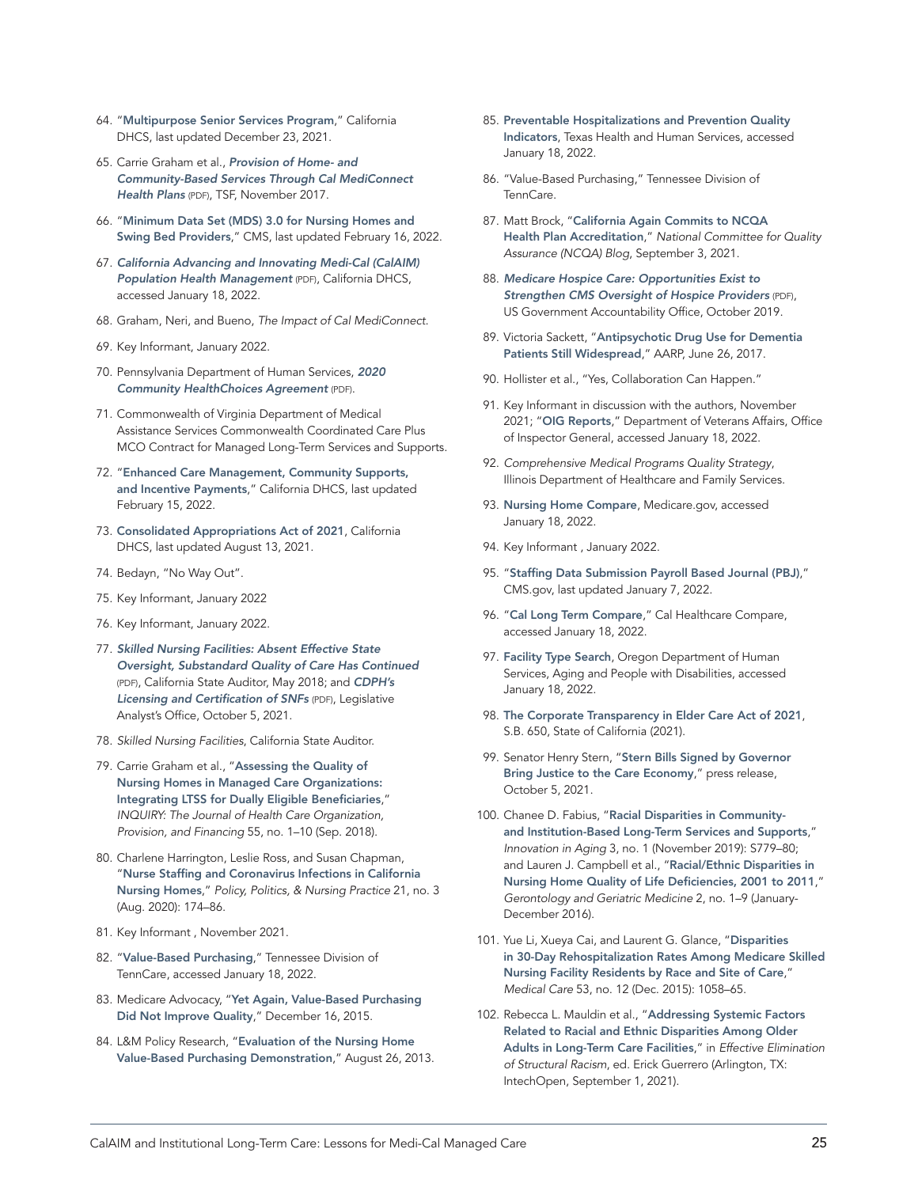64. "**Multipurpose Senior Services Program**," California DHCS, last updated December 23, 2021.

65. Carrie Graham et al., ***Provision of Home- and Community-Based Services Through Cal MediConnect Health Plans*** (PDF), TSF, November 2017.

66. "**Minimum Data Set (MDS) 3.0 for Nursing Homes and Swing Bed Providers**," CMS, last updated February 16, 2022.

67. ***California Advancing and Innovating Medi-Cal (CalAIM) Population Health Management*** (PDF), California DHCS, accessed January 18, 2022.

68. Graham, Neri, and Bueno, *The Impact of Cal MediConnect*.

69. Key Informant, January 2022.

70. Pennsylvania Department of Human Services, ***2020 Community HealthChoices Agreement*** (PDF).

71. Commonwealth of Virginia Department of Medical Assistance Services Commonwealth Coordinated Care Plus MCO Contract for Managed Long-Term Services and Supports.

72. "**Enhanced Care Management, Community Supports, and Incentive Payments**," California DHCS, last updated February 15, 2022.

73. **Consolidated Appropriations Act of 2021**, California DHCS, last updated August 13, 2021.

74. Bedayn, "No Way Out".

75. Key Informant, January 2022

76. Key Informant, January 2022.

77. ***Skilled Nursing Facilities: Absent Effective State Oversight, Substandard Quality of Care Has Continued*** (PDF), California State Auditor, May 2018; and ***CDPH's Licensing and Certification of SNFs*** (PDF), Legislative Analyst's Office, October 5, 2021.

78. *Skilled Nursing Facilities*, California State Auditor.

79. Carrie Graham et al., "**Assessing the Quality of Nursing Homes in Managed Care Organizations: Integrating LTSS for Dually Eligible Beneficiaries**," *INQUIRY: The Journal of Health Care Organization, Provision, and Financing* 55, no. 1–10 (Sep. 2018).

80. Charlene Harrington, Leslie Ross, and Susan Chapman, "**Nurse Staffing and Coronavirus Infections in California Nursing Homes**," *Policy, Politics, & Nursing Practice* 21, no. 3 (Aug. 2020): 174–86.

81. Key Informant , November 2021.

82. "**Value-Based Purchasing**," Tennessee Division of TennCare, accessed January 18, 2022.

83. Medicare Advocacy, "**Yet Again, Value-Based Purchasing Did Not Improve Quality**," December 16, 2015.

84. L&M Policy Research, "**Evaluation of the Nursing Home Value-Based Purchasing Demonstration**," August 26, 2013.

85. **Preventable Hospitalizations and Prevention Quality Indicators**, Texas Health and Human Services, accessed January 18, 2022.

86. "Value-Based Purchasing," Tennessee Division of TennCare.

87. Matt Brock, "**California Again Commits to NCQA Health Plan Accreditation**," *National Committee for Quality Assurance (NCQA) Blog*, September 3, 2021.

88. ***Medicare Hospice Care: Opportunities Exist to Strengthen CMS Oversight of Hospice Providers*** (PDF), US Government Accountability Office, October 2019.

89. Victoria Sackett, "**Antipsychotic Drug Use for Dementia Patients Still Widespread**," AARP, June 26, 2017.

90. Hollister et al., "Yes, Collaboration Can Happen."

91. Key Informant in discussion with the authors, November 2021; "**OIG Reports**," Department of Veterans Affairs, Office of Inspector General, accessed January 18, 2022.

92. *Comprehensive Medical Programs Quality Strategy*, Illinois Department of Healthcare and Family Services.

93. **Nursing Home Compare**, Medicare.gov, accessed January 18, 2022.

94. Key Informant , January 2022.

95. "**Staffing Data Submission Payroll Based Journal (PBJ)**," CMS.gov, last updated January 7, 2022.

96. "**Cal Long Term Compare**," Cal Healthcare Compare, accessed January 18, 2022.

97. **Facility Type Search**, Oregon Department of Human Services, Aging and People with Disabilities, accessed January 18, 2022.

98. **The Corporate Transparency in Elder Care Act of 2021**, S.B. 650, State of California (2021).

99. Senator Henry Stern, "**Stern Bills Signed by Governor Bring Justice to the Care Economy**," press release, October 5, 2021.

100. Chanee D. Fabius, "**Racial Disparities in Community- and Institution-Based Long-Term Services and Supports**," *Innovation in Aging* 3, no. 1 (November 2019): S779–80; and Lauren J. Campbell et al., "**Racial/Ethnic Disparities in Nursing Home Quality of Life Deficiencies, 2001 to 2011**," *Gerontology and Geriatric Medicine* 2, no. 1–9 (January-December 2016).

101. Yue Li, Xueya Cai, and Laurent G. Glance, "**Disparities in 30-Day Rehospitalization Rates Among Medicare Skilled Nursing Facility Residents by Race and Site of Care**," *Medical Care* 53, no. 12 (Dec. 2015): 1058–65.

102. Rebecca L. Mauldin et al., "**Addressing Systemic Factors Related to Racial and Ethnic Disparities Among Older Adults in Long-Term Care Facilities**," in *Effective Elimination of Structural Racism*, ed. Erick Guerrero (Arlington, TX: IntechOpen, September 1, 2021).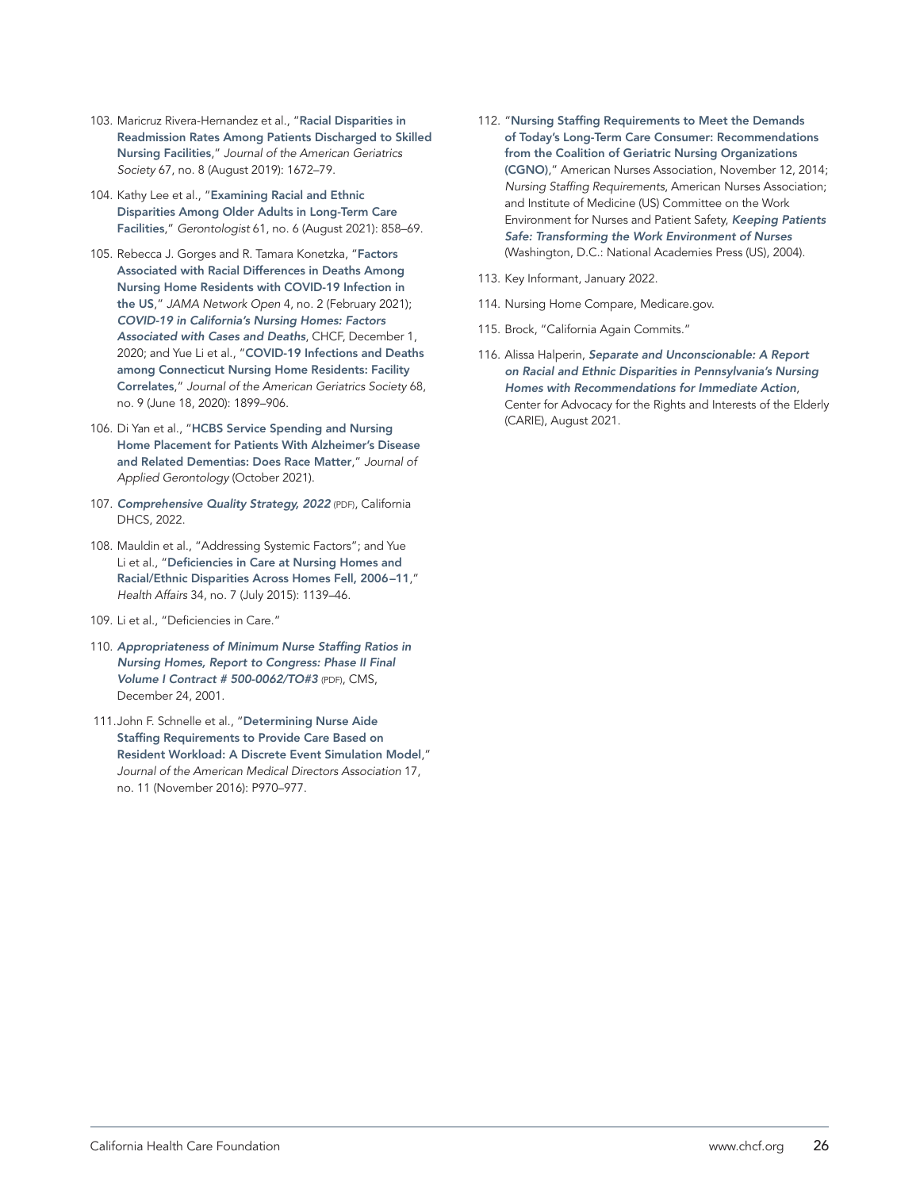103. Maricruz Rivera-Hernandez et al., "**Racial Disparities in Readmission Rates Among Patients Discharged to Skilled Nursing Facilities**," *Journal of the American Geriatrics Society* 67, no. 8 (August 2019): 1672–79.

104. Kathy Lee et al., "**Examining Racial and Ethnic Disparities Among Older Adults in Long-Term Care Facilities**," *Gerontologist* 61, no. 6 (August 2021): 858–69.

105. Rebecca J. Gorges and R. Tamara Konetzka, "**Factors Associated with Racial Differences in Deaths Among Nursing Home Residents with COVID-19 Infection in the US**," *JAMA Network Open* 4, no. 2 (February 2021); ***COVID-19 in California's Nursing Homes: Factors Associated with Cases and Deaths***, CHCF, December 1, 2020; and Yue Li et al., "**COVID-19 Infections and Deaths among Connecticut Nursing Home Residents: Facility Correlates**," *Journal of the American Geriatrics Society* 68, no. 9 (June 18, 2020): 1899–906.

106. Di Yan et al., "**HCBS Service Spending and Nursing Home Placement for Patients With Alzheimer's Disease and Related Dementias: Does Race Matter**," *Journal of Applied Gerontology* (October 2021).

107. ***Comprehensive Quality Strategy, 2022*** (PDF), California DHCS, 2022.

108. Mauldin et al., "Addressing Systemic Factors"; and Yue Li et al., "**Deficiencies in Care at Nursing Homes and Racial/Ethnic Disparities Across Homes Fell, 2006–11**," *Health Affairs* 34, no. 7 (July 2015): 1139–46.

109. Li et al., "Deficiencies in Care."

110. ***Appropriateness of Minimum Nurse Staffing Ratios in Nursing Homes, Report to Congress: Phase II Final Volume I Contract # 500-0062/TO#3*** (PDF), CMS, December 24, 2001.

111. John F. Schnelle et al., "**Determining Nurse Aide Staffing Requirements to Provide Care Based on Resident Workload: A Discrete Event Simulation Model**," *Journal of the American Medical Directors Association* 17, no. 11 (November 2016): P970–977.

112. "**Nursing Staffing Requirements to Meet the Demands of Today's Long-Term Care Consumer: Recommendations from the Coalition of Geriatric Nursing Organizations (CGNO)**," American Nurses Association, November 12, 2014; *Nursing Staffing Requirements*, American Nurses Association; and Institute of Medicine (US) Committee on the Work Environment for Nurses and Patient Safety, ***Keeping Patients Safe: Transforming the Work Environment of Nurses*** (Washington, D.C.: National Academies Press (US), 2004).

113. Key Informant, January 2022.

114. Nursing Home Compare, Medicare.gov.

115. Brock, "California Again Commits."

116. Alissa Halperin, ***Separate and Unconscionable: A Report on Racial and Ethnic Disparities in Pennsylvania's Nursing Homes with Recommendations for Immediate Action***, Center for Advocacy for the Rights and Interests of the Elderly (CARIE), August 2021.